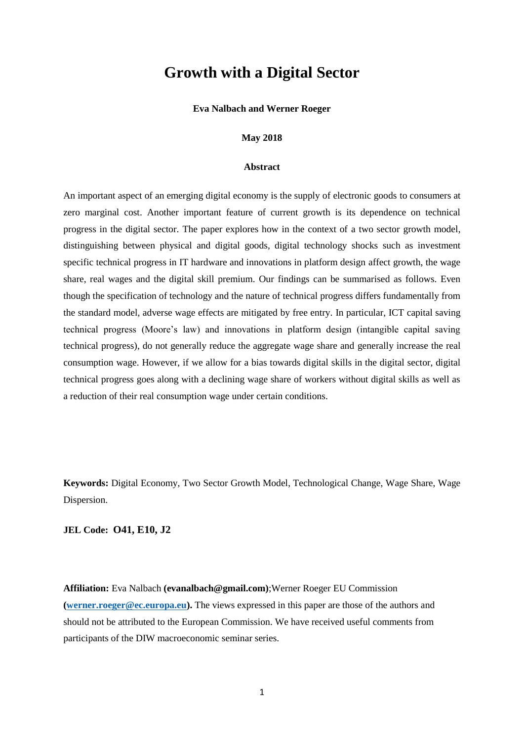# Growth with a Digital Sector

**Eva Nalbach and Werner Roeger**

**May 2018**

**Abstract**

An important aspect of an emerging digital economy is the supply of electronic goods to consumers at zero marginal cost. Another important feature of current growth is its dependence on technical progress in the digital sector. The paper explores how in the context of a two sector growth model, distinguishing between physical and digital goods, digital technology shocks such as investment specific technical progress in IT hardware and innovations in platform design affect growth, the wage share, real wages and the digital skill premium. Our findings can be summarised as follows. Even though the specification of technology and the nature of technical progress differs fundamentally from the standard model, adverse wage effects are mitigated by free entry. In particular, ICT capital saving technical progress (Moore's law) and innovations in platform design (intangible capital saving technical progress), do not generally reduce the aggregate wage share and generally increase the real consumption wage. However, if we allow for a bias towards digital skills in the digital sector, digital technical progress goes along with a declining wage share of workers without digital skills as well as a reduction of their real consumption wage under certain conditions.

**Keywords:** Digital Economy, Two Sector Growth Model, Technological Change, Wage Share, Wage Dispersion.

**JEL Code: O41, E10, J2**

**Affiliation:** Eva Nalbach **(evanalbach@gmail.com)**;Werner Roeger EU Commission **(werner.roeger@ec.europa.eu).** The views expressed in this paper are those of the authors and should not be attributed to the European Commission. We have received useful comments from participants of the DIW macroeconomic seminar series.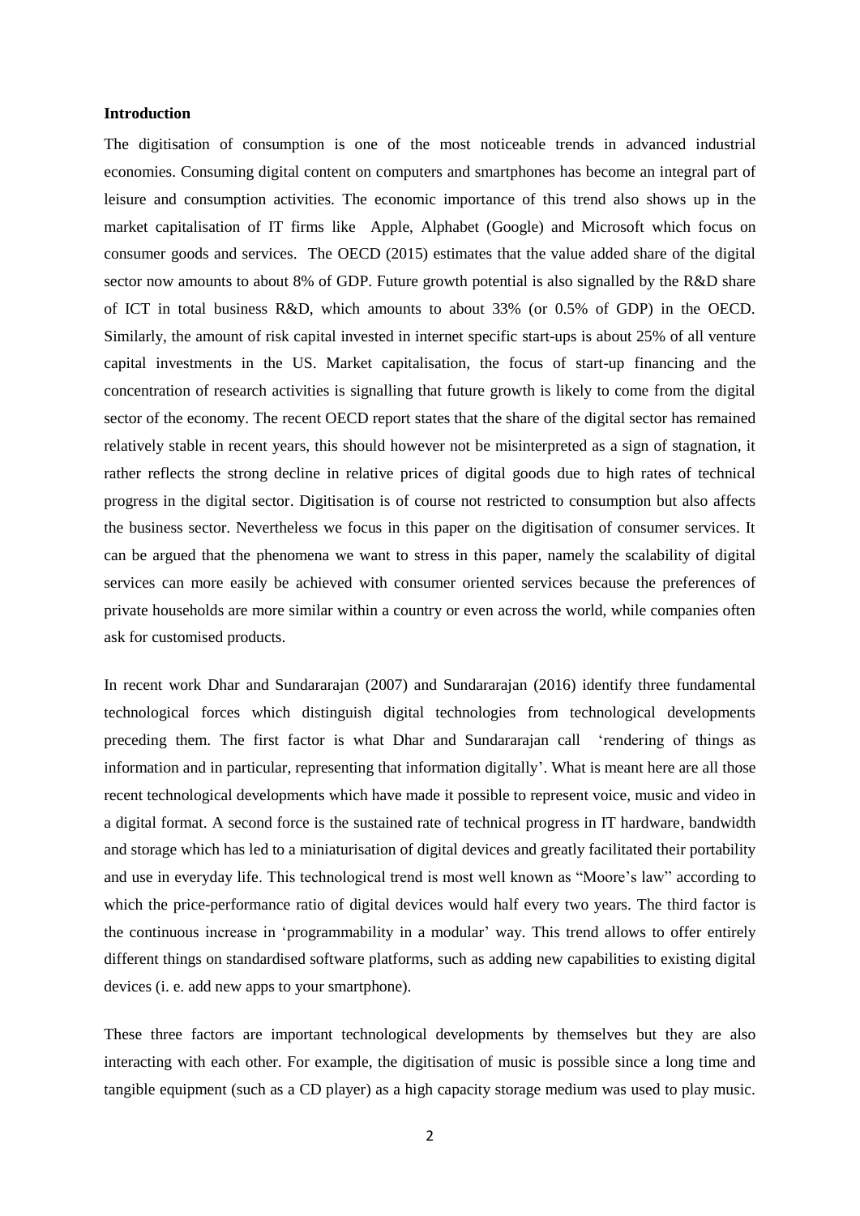**Introduction**

The digitisation of consumption is one of the most noticeable trends in advanced industrial economies. Consuming digital content on computers and smartphones has become an integral part of leisure and consumption activities. The economic importance of this trend also shows up in the market capitalisation of IT firms like Apple, Alphabet (Google) and Microsoft which focus on consumer goods and services. The OECD (2015) estimates that the value added share of the digital sector now amounts to about 8% of GDP. Future growth potential is also signalled by the R&D share of ICT in total business R&D, which amounts to about 33% (or 0.5% of GDP) in the OECD. Similarly, the amount of risk capital invested in internet specific start-ups is about 25% of all venture capital investments in the US. Market capitalisation, the focus of start-up financing and the concentration of research activities is signalling that future growth is likely to come from the digital sector of the economy. The recent OECD report states that the share of the digital sector has remained relatively stable in recent years, this should however not be misinterpreted as a sign of stagnation, it rather reflects the strong decline in relative prices of digital goods due to high rates of technical progress in the digital sector. Digitisation is of course not restricted to consumption but also affects the business sector. Nevertheless we focus in this paper on the digitisation of consumer services. It can be argued that the phenomena we want to stress in this paper, namely the scalability of digital services can more easily be achieved with consumer oriented services because the preferences of private households are more similar within a country or even across the world, while companies often ask for customised products.

In recent work Dhar and Sundararajan (2007) and Sundararajan (2016) identify three fundamental technological forces which distinguish digital technologies from technological developments preceding them. The first factor is what Dhar and Sundararajan call 'rendering of things as information and in particular, representing that information digitally'. What is meant here are all those recent technological developments which have made it possible to represent voice, music and video in a digital format. A second force is the sustained rate of technical progress in IT hardware, bandwidth and storage which has led to a miniaturisation of digital devices and greatly facilitated their portability and use in everyday life. This technological trend is most well known as "Moore's law" according to which the price-performance ratio of digital devices would half every two years. The third factor is the continuous increase in 'programmability in a modular' way. This trend allows to offer entirely different things on standardised software platforms, such as adding new capabilities to existing digital devices (i. e. add new apps to your smartphone).

These three factors are important technological developments by themselves but they are also interacting with each other. For example, the digitisation of music is possible since a long time and tangible equipment (such as a CD player) as a high capacity storage medium was used to play music.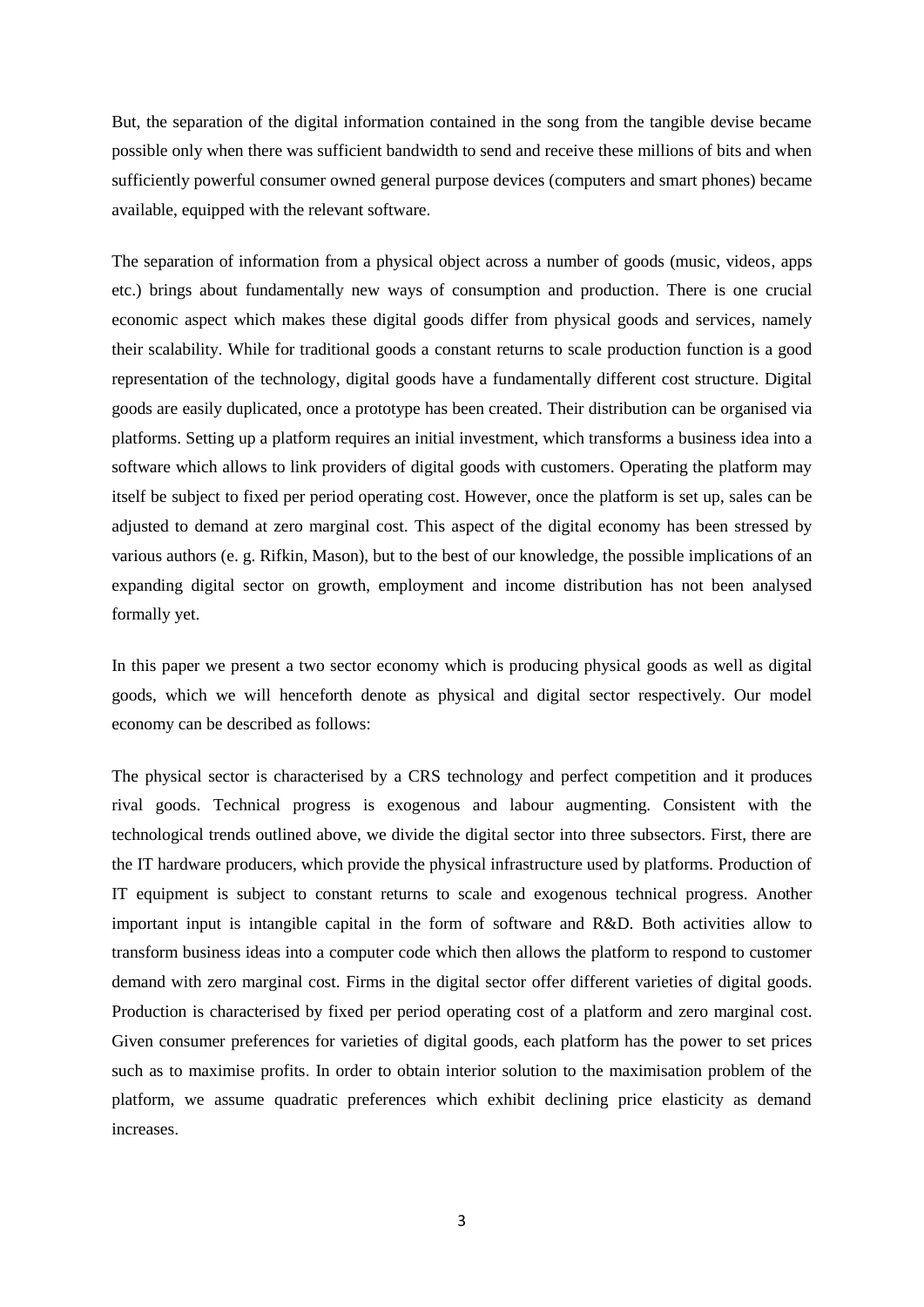But, the separation of the digital information contained in the song from the tangible devise became possible only when there was sufficient bandwidth to send and receive these millions of bits and when sufficiently powerful consumer owned general purpose devices (computers and smart phones) became available, equipped with the relevant software.

The separation of information from a physical object across a number of goods (music, videos, apps etc.) brings about fundamentally new ways of consumption and production. There is one crucial economic aspect which makes these digital goods differ from physical goods and services, namely their scalability. While for traditional goods a constant returns to scale production function is a good representation of the technology, digital goods have a fundamentally different cost structure. Digital goods are easily duplicated, once a prototype has been created. Their distribution can be organised via platforms. Setting up a platform requires an initial investment, which transforms a business idea into a software which allows to link providers of digital goods with customers. Operating the platform may itself be subject to fixed per period operating cost. However, once the platform is set up, sales can be adjusted to demand at zero marginal cost. This aspect of the digital economy has been stressed by various authors (e. g. Rifkin, Mason), but to the best of our knowledge, the possible implications of an expanding digital sector on growth, employment and income distribution has not been analysed formally yet.

In this paper we present a two sector economy which is producing physical goods as well as digital goods, which we will henceforth denote as physical and digital sector respectively. Our model economy can be described as follows:

The physical sector is characterised by a CRS technology and perfect competition and it produces rival goods. Technical progress is exogenous and labour augmenting. Consistent with the technological trends outlined above, we divide the digital sector into three subsectors. First, there are the IT hardware producers, which provide the physical infrastructure used by platforms. Production of IT equipment is subject to constant returns to scale and exogenous technical progress. Another important input is intangible capital in the form of software and R&D. Both activities allow to transform business ideas into a computer code which then allows the platform to respond to customer demand with zero marginal cost. Firms in the digital sector offer different varieties of digital goods. Production is characterised by fixed per period operating cost of a platform and zero marginal cost. Given consumer preferences for varieties of digital goods, each platform has the power to set prices such as to maximise profits. In order to obtain interior solution to the maximisation problem of the platform, we assume quadratic preferences which exhibit declining price elasticity as demand increases.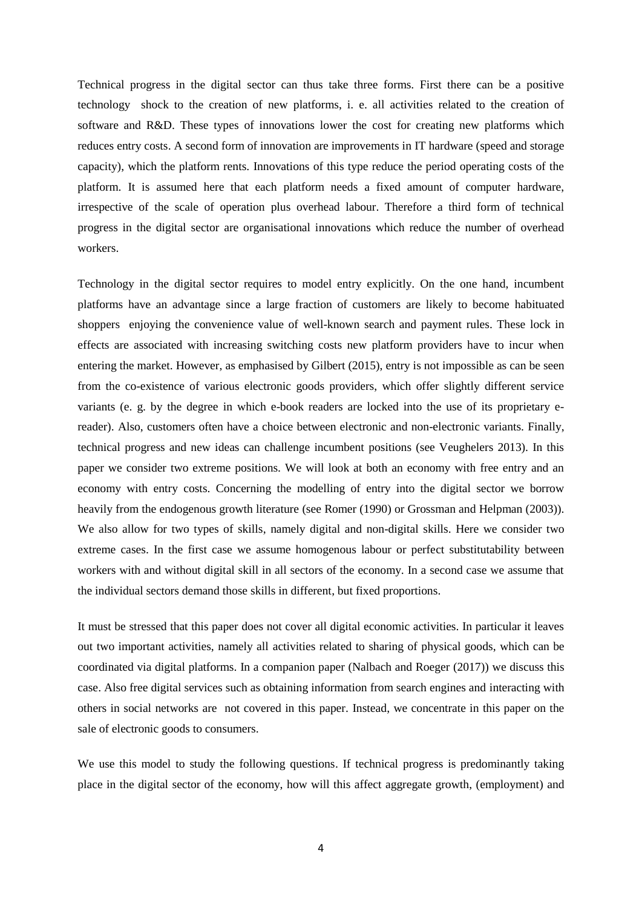Technical progress in the digital sector can thus take three forms. First there can be a positive technology shock to the creation of new platforms, i. e. all activities related to the creation of software and R&D. These types of innovations lower the cost for creating new platforms which reduces entry costs. A second form of innovation are improvements in IT hardware (speed and storage capacity), which the platform rents. Innovations of this type reduce the period operating costs of the platform. It is assumed here that each platform needs a fixed amount of computer hardware, irrespective of the scale of operation plus overhead labour. Therefore a third form of technical progress in the digital sector are organisational innovations which reduce the number of overhead workers.

Technology in the digital sector requires to model entry explicitly. On the one hand, incumbent platforms have an advantage since a large fraction of customers are likely to become habituated shoppers enjoying the convenience value of well-known search and payment rules. These lock in effects are associated with increasing switching costs new platform providers have to incur when entering the market. However, as emphasised by Gilbert (2015), entry is not impossible as can be seen from the co-existence of various electronic goods providers, which offer slightly different service variants (e. g. by the degree in which e-book readers are locked into the use of its proprietary e-reader). Also, customers often have a choice between electronic and non-electronic variants. Finally, technical progress and new ideas can challenge incumbent positions (see Veughelers 2013). In this paper we consider two extreme positions. We will look at both an economy with free entry and an economy with entry costs. Concerning the modelling of entry into the digital sector we borrow heavily from the endogenous growth literature (see Romer (1990) or Grossman and Helpman (2003)). We also allow for two types of skills, namely digital and non-digital skills. Here we consider two extreme cases. In the first case we assume homogenous labour or perfect substitutability between workers with and without digital skill in all sectors of the economy. In a second case we assume that the individual sectors demand those skills in different, but fixed proportions.

It must be stressed that this paper does not cover all digital economic activities. In particular it leaves out two important activities, namely all activities related to sharing of physical goods, which can be coordinated via digital platforms. In a companion paper (Nalbach and Roeger (2017)) we discuss this case. Also free digital services such as obtaining information from search engines and interacting with others in social networks are not covered in this paper. Instead, we concentrate in this paper on the sale of electronic goods to consumers.

We use this model to study the following questions. If technical progress is predominantly taking place in the digital sector of the economy, how will this affect aggregate growth, (employment) and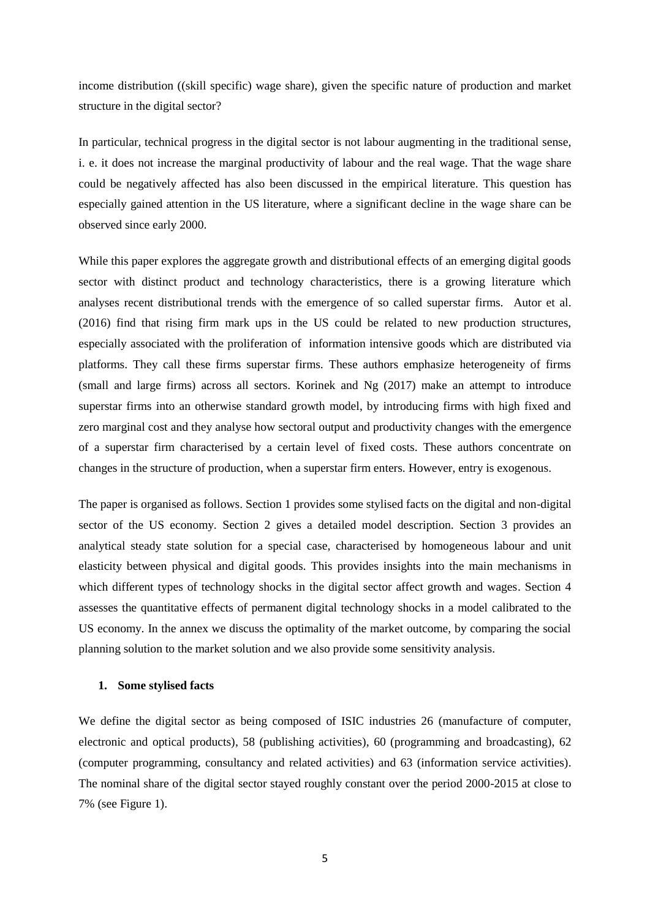income distribution ((skill specific) wage share), given the specific nature of production and market structure in the digital sector?

In particular, technical progress in the digital sector is not labour augmenting in the traditional sense, i. e. it does not increase the marginal productivity of labour and the real wage. That the wage share could be negatively affected has also been discussed in the empirical literature. This question has especially gained attention in the US literature, where a significant decline in the wage share can be observed since early 2000.

While this paper explores the aggregate growth and distributional effects of an emerging digital goods sector with distinct product and technology characteristics, there is a growing literature which analyses recent distributional trends with the emergence of so called superstar firms. Autor et al. (2016) find that rising firm mark ups in the US could be related to new production structures, especially associated with the proliferation of information intensive goods which are distributed via platforms. They call these firms superstar firms. These authors emphasize heterogeneity of firms (small and large firms) across all sectors. Korinek and Ng (2017) make an attempt to introduce superstar firms into an otherwise standard growth model, by introducing firms with high fixed and zero marginal cost and they analyse how sectoral output and productivity changes with the emergence of a superstar firm characterised by a certain level of fixed costs. These authors concentrate on changes in the structure of production, when a superstar firm enters. However, entry is exogenous.

The paper is organised as follows. Section 1 provides some stylised facts on the digital and non-digital sector of the US economy. Section 2 gives a detailed model description. Section 3 provides an analytical steady state solution for a special case, characterised by homogeneous labour and unit elasticity between physical and digital goods. This provides insights into the main mechanisms in which different types of technology shocks in the digital sector affect growth and wages. Section 4 assesses the quantitative effects of permanent digital technology shocks in a model calibrated to the US economy. In the annex we discuss the optimality of the market outcome, by comparing the social planning solution to the market solution and we also provide some sensitivity analysis.

## 1. Some stylised facts

We define the digital sector as being composed of ISIC industries 26 (manufacture of computer, electronic and optical products), 58 (publishing activities), 60 (programming and broadcasting), 62 (computer programming, consultancy and related activities) and 63 (information service activities). The nominal share of the digital sector stayed roughly constant over the period 2000-2015 at close to 7% (see Figure 1).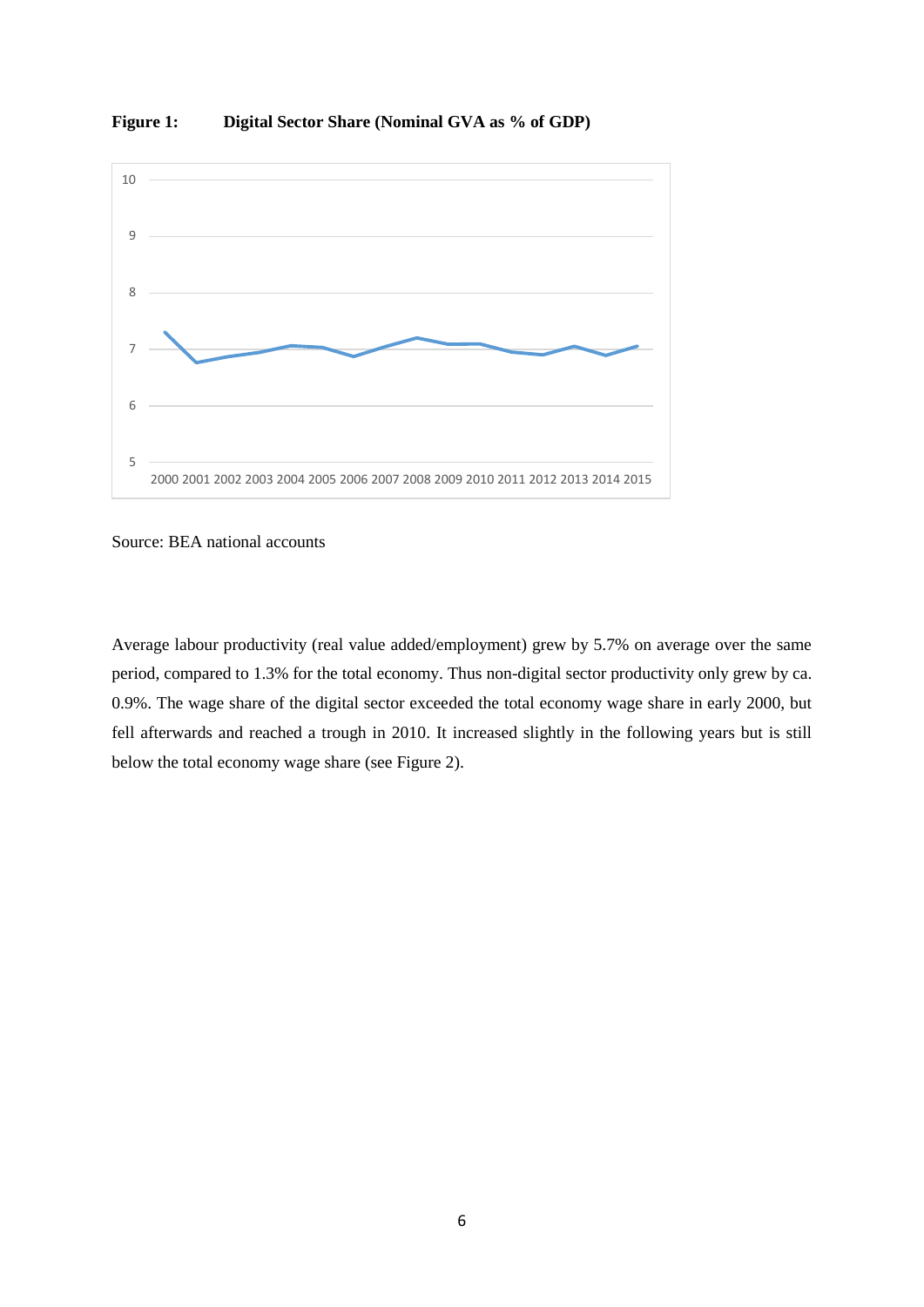**Figure 1: Digital Sector Share (Nominal GVA as % of GDP)**

Source: BEA national accounts

Average labour productivity (real value added/employment) grew by 5.7% on average over the same period, compared to 1.3% for the total economy. Thus non-digital sector productivity only grew by ca. 0.9%. The wage share of the digital sector exceeded the total economy wage share in early 2000, but fell afterwards and reached a trough in 2010. It increased slightly in the following years but is still below the total economy wage share (see Figure 2).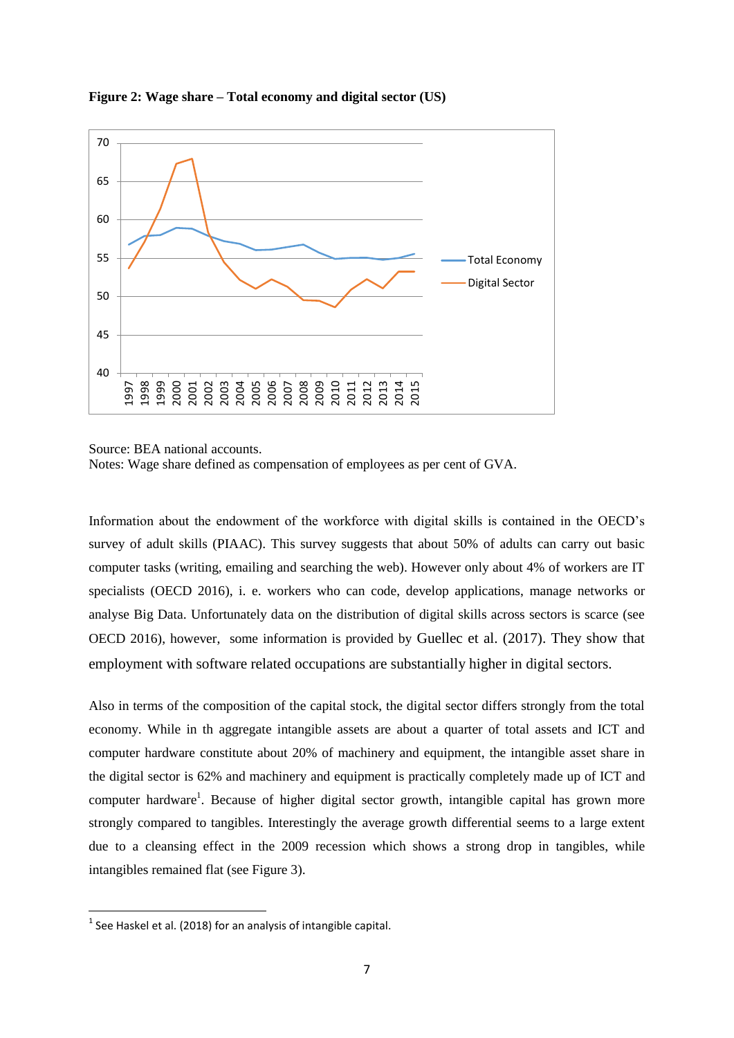**Figure 2: Wage share – Total economy and digital sector (US)**

Source: BEA national accounts.
Notes: Wage share defined as compensation of employees as per cent of GVA.

Information about the endowment of the workforce with digital skills is contained in the OECD's survey of adult skills (PIAAC). This survey suggests that about 50% of adults can carry out basic computer tasks (writing, emailing and searching the web). However only about 4% of workers are IT specialists (OECD 2016), i. e. workers who can code, develop applications, manage networks or analyse Big Data. Unfortunately data on the distribution of digital skills across sectors is scarce (see OECD 2016), however, some information is provided by Guellec et al. (2017). They show that employment with software related occupations are substantially higher in digital sectors.

Also in terms of the composition of the capital stock, the digital sector differs strongly from the total economy. While in th aggregate intangible assets are about a quarter of total assets and ICT and computer hardware constitute about 20% of machinery and equipment, the intangible asset share in the digital sector is 62% and machinery and equipment is practically completely made up of ICT and computer hardware[1]. Because of higher digital sector growth, intangible capital has grown more strongly compared to tangibles. Interestingly the average growth differential seems to a large extent due to a cleansing effect in the 2009 recession which shows a strong drop in tangibles, while intangibles remained flat (see Figure 3).

[1] See Haskel et al. (2018) for an analysis of intangible capital.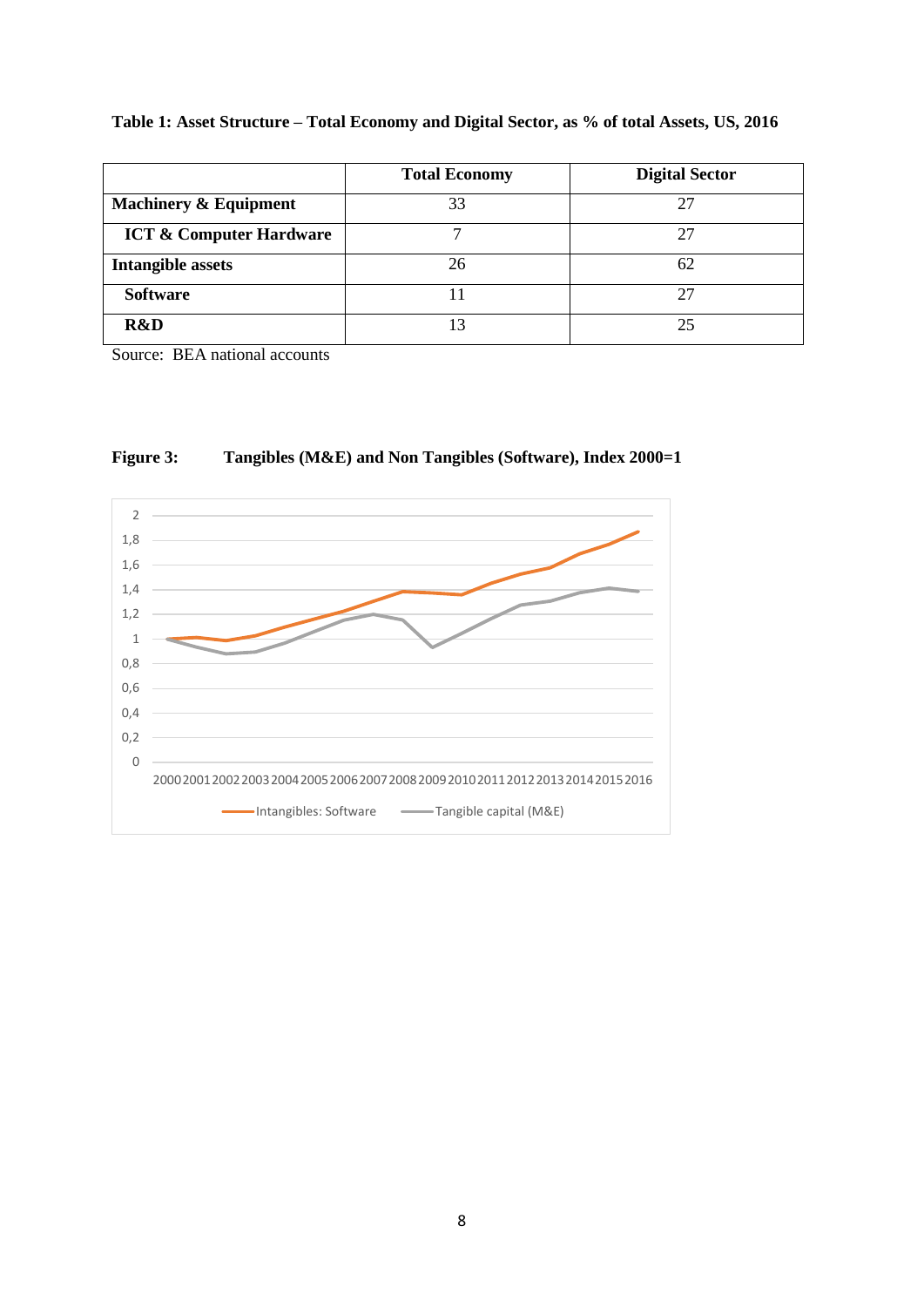**Table 1: Asset Structure – Total Economy and Digital Sector, as % of total Assets, US, 2016**

| | Total Economy | Digital Sector |
|---|---|---|
| **Machinery & Equipment** | 33 | 27 |
| **ICT & Computer Hardware** | 7 | 27 |
| **Intangible assets** | 26 | 62 |
| **Software** | 11 | 27 |
| **R&D** | 13 | 25 |

Source: BEA national accounts

**Figure 3: Tangibles (M&E) and Non Tangibles (Software), Index 2000=1**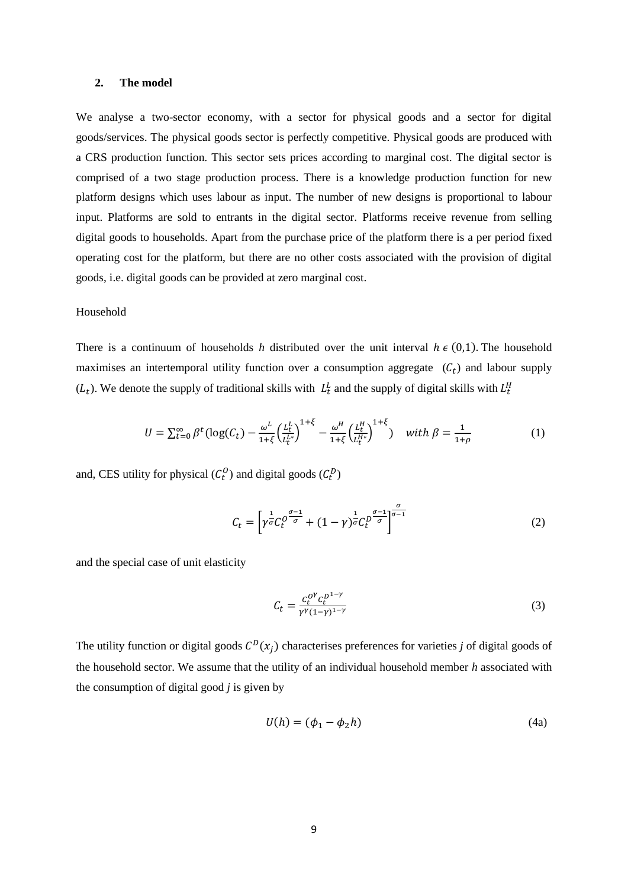## 2. The model

We analyse a two-sector economy, with a sector for physical goods and a sector for digital goods/services. The physical goods sector is perfectly competitive. Physical goods are produced with a CRS production function. This sector sets prices according to marginal cost. The digital sector is comprised of a two stage production process. There is a knowledge production function for new platform designs which uses labour as input. The number of new designs is proportional to labour input. Platforms are sold to entrants in the digital sector. Platforms receive revenue from selling digital goods to households. Apart from the purchase price of the platform there is a per period fixed operating cost for the platform, but there are no other costs associated with the provision of digital goods, i.e. digital goods can be provided at zero marginal cost.

Household

There is a continuum of households $h$ distributed over the unit interval $h \in (0,1)$. The household maximises an intertemporal utility function over a consumption aggregate $(C_t)$ and labour supply $(L_t)$. We denote the supply of traditional skills with $L_t^L$ and the supply of digital skills with $L_t^H$

$$U = \sum_{t=0}^{\infty} \beta^t (\log(C_t) - \frac{\omega^L}{1+\xi}\left(\frac{L_t^L}{L_t^{L*}}\right)^{1+\xi} - \frac{\omega^H}{1+\xi}\left(\frac{L_t^H}{L_t^{H*}}\right)^{1+\xi}) \quad with\ \beta = \frac{1}{1+\rho} \tag{1}$$

and, CES utility for physical $(C_t^O)$ and digital goods $(C_t^D)$

$$C_t = \left[\gamma^{\frac{1}{\sigma}} C_t^{O\frac{\sigma-1}{\sigma}} + (1-\gamma)^{\frac{1}{\sigma}} C_t^{D\frac{\sigma-1}{\sigma}}\right]^{\frac{\sigma}{\sigma-1}} \tag{2}$$

and the special case of unit elasticity

$$C_t = \frac{C_t^{O\gamma} C_t^{D1-\gamma}}{\gamma^{\gamma}(1-\gamma)^{1-\gamma}} \tag{3}$$

The utility function or digital goods $C^D(x_j)$ characterises preferences for varieties $j$ of digital goods of the household sector. We assume that the utility of an individual household member $h$ associated with the consumption of digital good $j$ is given by

$$U(h) = (\phi_1 - \phi_2 h) \tag{4a}$$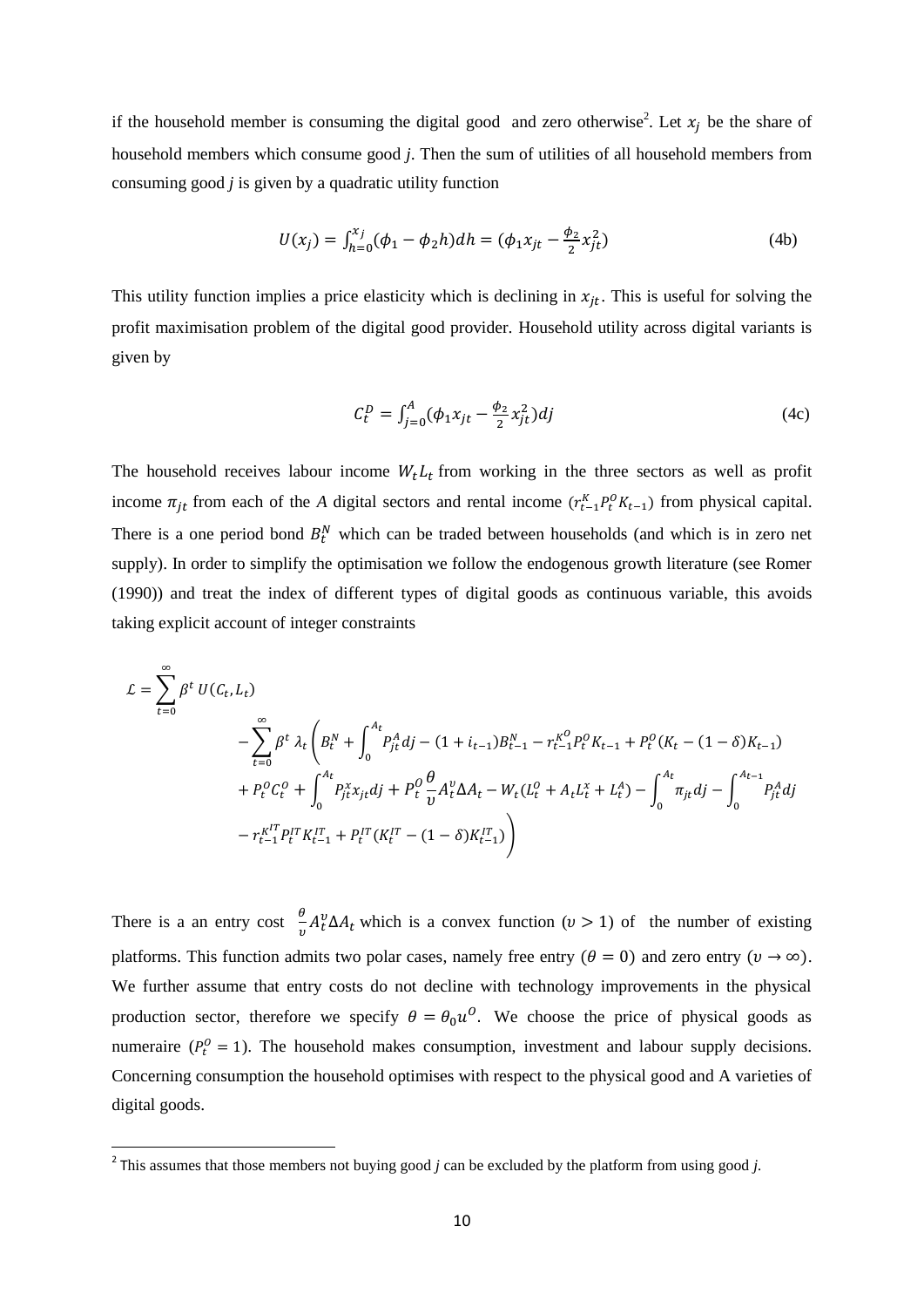if the household member is consuming the digital good and zero otherwise[2]. Let $x_j$ be the share of household members which consume good *j*. Then the sum of utilities of all household members from consuming good *j* is given by a quadratic utility function

$$U(x_j) = \int_{h=0}^{x_j} (\phi_1 - \phi_2 h) dh = (\phi_1 x_{jt} - \frac{\phi_2}{2} x_{jt}^2) \tag{4b}$$

This utility function implies a price elasticity which is declining in $x_{jt}$. This is useful for solving the profit maximisation problem of the digital good provider. Household utility across digital variants is given by

$$C_t^D = \int_{j=0}^{A} (\phi_1 x_{jt} - \frac{\phi_2}{2} x_{jt}^2) dj \tag{4c}$$

The household receives labour income $W_t L_t$ from working in the three sectors as well as profit income $\pi_{jt}$ from each of the *A* digital sectors and rental income $(r_{t-1}^K P_t^O K_{t-1})$ from physical capital. There is a one period bond $B_t^N$ which can be traded between households (and which is in zero net supply). In order to simplify the optimisation we follow the endogenous growth literature (see Romer (1990)) and treat the index of different types of digital goods as continuous variable, this avoids taking explicit account of integer constraints

$$\begin{aligned}
\mathcal{L} = \sum_{t=0}^{\infty} \beta^t \, U(C_t, L_t) \\
- \sum_{t=0}^{\infty} \beta^t \, \lambda_t \Bigg( & B_t^N + \int_0^{A_t} P_{jt}^A dj - (1 + i_{t-1}) B_{t-1}^N - r_{t-1}^{K^O} P_t^O K_{t-1} + P_t^O (K_t - (1 - \delta) K_{t-1}) \\
& + P_t^O C_t^O + \int_0^{A_t} P_{jt}^x x_{jt} dj + P_t^O \frac{\theta}{\upsilon} A_t^{\upsilon} \Delta A_t - W_t (L_t^O + A_t L_t^x + L_t^A) - \int_0^{A_t} \pi_{jt} dj - \int_0^{A_{t-1}} P_{jt}^A dj \\
& - r_{t-1}^{K^{IT}} P_t^{IT} K_{t-1}^{IT} + P_t^{IT} (K_t^{IT} - (1 - \delta) K_{t-1}^{IT}) \Bigg)
\end{aligned}$$

There is a an entry cost $\frac{\theta}{\upsilon} A_t^{\upsilon} \Delta A_t$ which is a convex function $(\upsilon > 1)$ of the number of existing platforms. This function admits two polar cases, namely free entry $(\theta = 0)$ and zero entry $(\upsilon \rightarrow \infty)$. We further assume that entry costs do not decline with technology improvements in the physical production sector, therefore we specify $\theta = \theta_0 u^O$. We choose the price of physical goods as numeraire $(P_t^O = 1)$. The household makes consumption, investment and labour supply decisions. Concerning consumption the household optimises with respect to the physical good and A varieties of digital goods.

[2] This assumes that those members not buying good *j* can be excluded by the platform from using good *j*.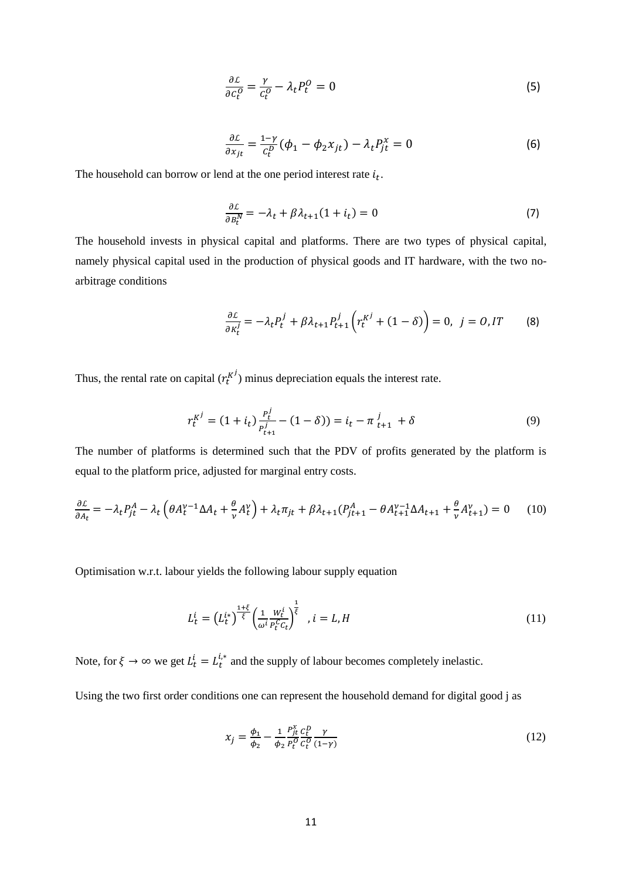$$\frac{\partial \mathcal{L}}{\partial C_t^O} = \frac{\gamma}{C_t^O} - \lambda_t P_t^O = 0 \tag{5}$$

$$\frac{\partial \mathcal{L}}{\partial x_{jt}} = \frac{1-\gamma}{C_t^D}(\phi_1 - \phi_2 x_{jt}) - \lambda_t P_{jt}^x = 0 \tag{6}$$

The household can borrow or lend at the one period interest rate $i_t$.

$$\frac{\partial \mathcal{L}}{\partial B_t^N} = -\lambda_t + \beta\lambda_{t+1}(1+i_t) = 0 \tag{7}$$

The household invests in physical capital and platforms. There are two types of physical capital, namely physical capital used in the production of physical goods and IT hardware, with the two no-arbitrage conditions

$$\frac{\partial \mathcal{L}}{\partial K_t^j} = -\lambda_t P_t^j + \beta\lambda_{t+1} P_{t+1}^j \left( r_t^{K^j} + (1-\delta) \right) = 0, \;\; j = O, IT \tag{8}$$

Thus, the rental rate on capital ($r_t^{K^j}$) minus depreciation equals the interest rate.

$$r_t^{K^j} = (1+i_t)\frac{P_t^j}{P_{t+1}^j} - (1-\delta)) = i_t - \pi_{\;t+1}^{\;j} + \delta \tag{9}$$

The number of platforms is determined such that the PDV of profits generated by the platform is equal to the platform price, adjusted for marginal entry costs.

$$\frac{\partial \mathcal{L}}{\partial A_t} = -\lambda_t P_{jt}^A - \lambda_t \left( \theta A_t^{\nu-1} \Delta A_t + \frac{\theta}{\nu} A_t^{\nu} \right) + \lambda_t \pi_{jt} + \beta\lambda_{t+1}(P_{jt+1}^A - \theta A_{t+1}^{\nu-1} \Delta A_{t+1} + \frac{\theta}{\nu} A_{t+1}^{\nu}) = 0 \tag{10}$$

Optimisation w.r.t. labour yields the following labour supply equation

$$L_t^i = \left( L_t^{i*} \right)^{\frac{1+\xi}{\xi}} \left( \frac{1}{\omega^i} \frac{W_t^i}{P_t^C C_t} \right)^{\frac{1}{\xi}} \;\; , i = L, H \tag{11}$$

Note, for $\xi \to \infty$ we get $L_t^i = L_t^{i,*}$ and the supply of labour becomes completely inelastic.

Using the two first order conditions one can represent the household demand for digital good j as

$$x_j = \frac{\phi_1}{\phi_2} - \frac{1}{\phi_2} \frac{P_{jt}^x}{P_t^O} \frac{C_t^D}{C_t^O} \frac{\gamma}{(1-\gamma)} \tag{12}$$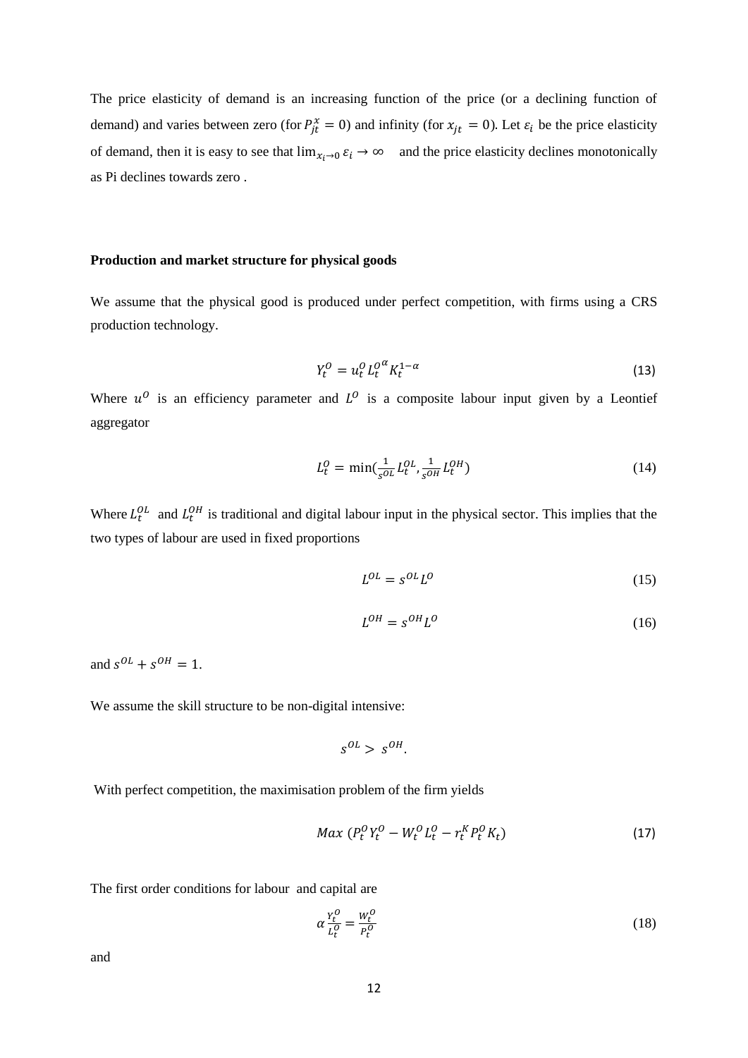The price elasticity of demand is an increasing function of the price (or a declining function of demand) and varies between zero (for $P_{jt}^{x} = 0$) and infinity (for $x_{jt} = 0$). Let $\varepsilon_i$ be the price elasticity of demand, then it is easy to see that $\lim_{x_i \to 0} \varepsilon_i \to \infty$ and the price elasticity declines monotonically as Pi declines towards zero .

**Production and market structure for physical goods**

We assume that the physical good is produced under perfect competition, with firms using a CRS production technology.

$$Y_t^O = u_t^O {L_t^O}^{\alpha} K_t^{1-\alpha} \tag{13}$$

Where $u^O$ is an efficiency parameter and $L^O$ is a composite labour input given by a Leontief aggregator

$$L_t^O = \min\left(\frac{1}{s^{OL}} L_t^{OL}, \frac{1}{s^{OH}} L_t^{OH}\right) \tag{14}$$

Where $L_t^{OL}$ and $L_t^{OH}$ is traditional and digital labour input in the physical sector. This implies that the two types of labour are used in fixed proportions

$$L^{OL} = s^{OL} L^O \tag{15}$$

$$L^{OH} = s^{OH} L^O \tag{16}$$

and $s^{OL} + s^{OH} = 1$.

We assume the skill structure to be non-digital intensive:

$$s^{OL} > s^{OH}.$$

With perfect competition, the maximisation problem of the firm yields

$$Max\ (P_t^O Y_t^O - W_t^O L_t^O - r_t^K P_t^O K_t) \tag{17}$$

The first order conditions for labour and capital are

$$\alpha \frac{Y_t^O}{L_t^O} = \frac{W_t^O}{P_t^O} \tag{18}$$

and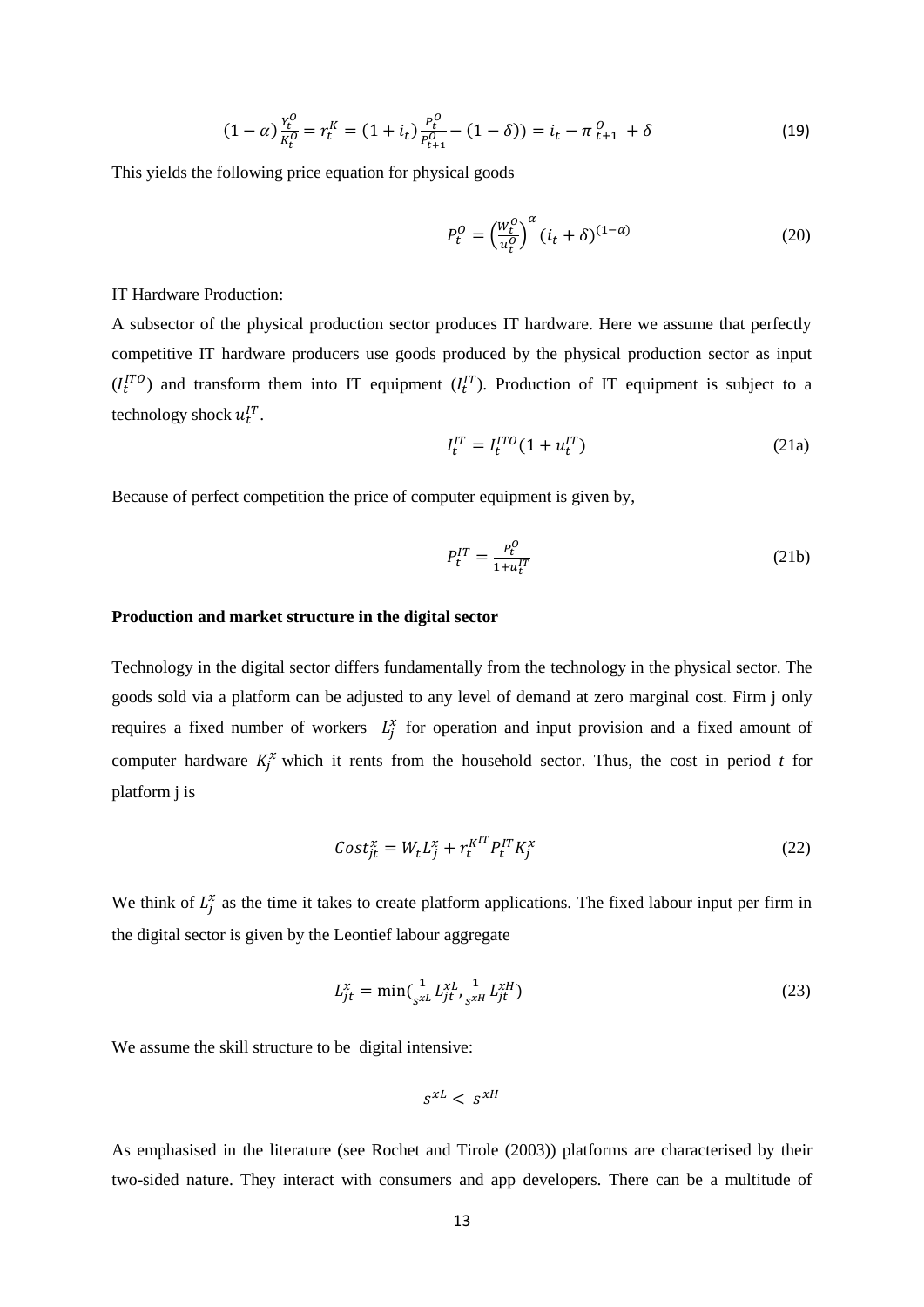$$(1-\alpha)\frac{Y_t^O}{K_t^O} = r_t^K = (1+i_t)\frac{P_t^O}{P_{t+1}^O} - (1-\delta)) = i_t - \pi_{t+1}^O + \delta \tag{19}$$

This yields the following price equation for physical goods

$$P_t^O = \left(\frac{W_t^O}{u_t^O}\right)^{\alpha}(i_t+\delta)^{(1-\alpha)} \tag{20}$$

IT Hardware Production:

A subsector of the physical production sector produces IT hardware. Here we assume that perfectly competitive IT hardware producers use goods produced by the physical production sector as input ($I_t^{ITO}$) and transform them into IT equipment ($I_t^{IT}$). Production of IT equipment is subject to a technology shock $u_t^{IT}$.

$$I_t^{IT} = I_t^{ITO}(1+u_t^{IT}) \tag{21a}$$

Because of perfect competition the price of computer equipment is given by,

$$P_t^{IT} = \frac{P_t^O}{1+u_t^{IT}} \tag{21b}$$

**Production and market structure in the digital sector**

Technology in the digital sector differs fundamentally from the technology in the physical sector. The goods sold via a platform can be adjusted to any level of demand at zero marginal cost. Firm j only requires a fixed number of workers $L_j^x$ for operation and input provision and a fixed amount of computer hardware $K_j^x$ which it rents from the household sector. Thus, the cost in period *t* for platform j is

$$Cost_{jt}^x = W_t L_j^x + r_t^{K^{IT}} P_t^{IT} K_j^x \tag{22}$$

We think of $L_j^x$ as the time it takes to create platform applications. The fixed labour input per firm in the digital sector is given by the Leontief labour aggregate

$$L_{jt}^x = \min\left(\frac{1}{s^{xL}} L_{jt}^{xL}, \frac{1}{s^{xH}} L_{jt}^{xH}\right) \tag{23}$$

We assume the skill structure to be digital intensive:

$$s^{xL} < s^{xH}$$

As emphasised in the literature (see Rochet and Tirole (2003)) platforms are characterised by their two-sided nature. They interact with consumers and app developers. There can be a multitude of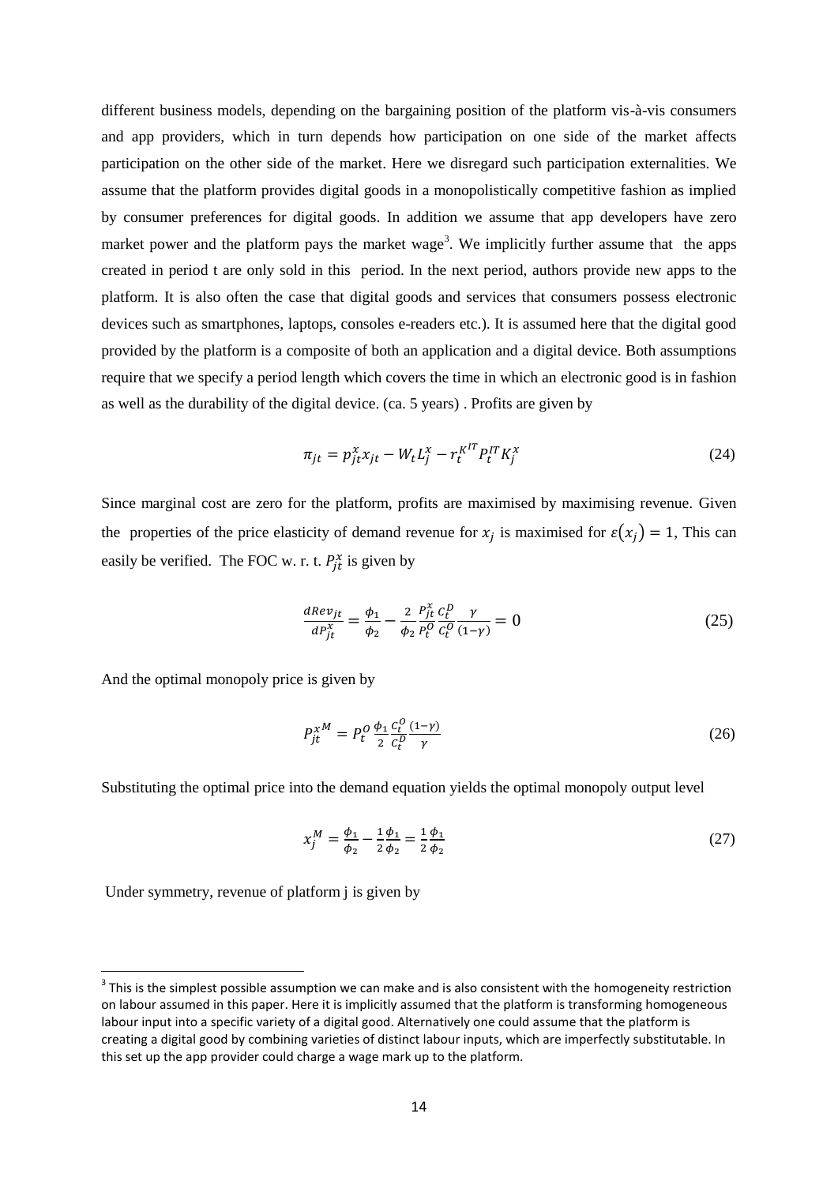different business models, depending on the bargaining position of the platform vis-à-vis consumers and app providers, which in turn depends how participation on one side of the market affects participation on the other side of the market. Here we disregard such participation externalities. We assume that the platform provides digital goods in a monopolistically competitive fashion as implied by consumer preferences for digital goods. In addition we assume that app developers have zero market power and the platform pays the market wage[3]. We implicitly further assume that the apps created in period t are only sold in this period. In the next period, authors provide new apps to the platform. It is also often the case that digital goods and services that consumers possess electronic devices such as smartphones, laptops, consoles e-readers etc.). It is assumed here that the digital good provided by the platform is a composite of both an application and a digital device. Both assumptions require that we specify a period length which covers the time in which an electronic good is in fashion as well as the durability of the digital device. (ca. 5 years) . Profits are given by

$$\pi_{jt} = p_{jt}^{x} x_{jt} - W_t L_j^x - r_t^{K^{IT}} P_t^{IT} K_j^x \tag{24}$$

Since marginal cost are zero for the platform, profits are maximised by maximising revenue. Given the properties of the price elasticity of demand revenue for $x_j$ is maximised for $\varepsilon(x_j) = 1$, This can easily be verified. The FOC w. r. t. $P_{jt}^{x}$ is given by

$$\frac{dRev_{jt}}{dP_{jt}^{x}} = \frac{\phi_1}{\phi_2} - \frac{2}{\phi_2} \frac{P_{jt}^{x}}{P_t^{O}} \frac{C_t^{D}}{C_t^{O}} \frac{\gamma}{(1-\gamma)} = 0 \tag{25}$$

And the optimal monopoly price is given by

$$P_{jt}^{x\,M} = P_t^{O} \frac{\phi_1}{2} \frac{C_t^{O}}{C_t^{D}} \frac{(1-\gamma)}{\gamma} \tag{26}$$

Substituting the optimal price into the demand equation yields the optimal monopoly output level

$$x_j^{M} = \frac{\phi_1}{\phi_2} - \frac{1}{2}\frac{\phi_1}{\phi_2} = \frac{1}{2}\frac{\phi_1}{\phi_2} \tag{27}$$

Under symmetry, revenue of platform j is given by

---

[3] This is the simplest possible assumption we can make and is also consistent with the homogeneity restriction on labour assumed in this paper. Here it is implicitly assumed that the platform is transforming homogeneous labour input into a specific variety of a digital good. Alternatively one could assume that the platform is creating a digital good by combining varieties of distinct labour inputs, which are imperfectly substitutable. In this set up the app provider could charge a wage mark up to the platform.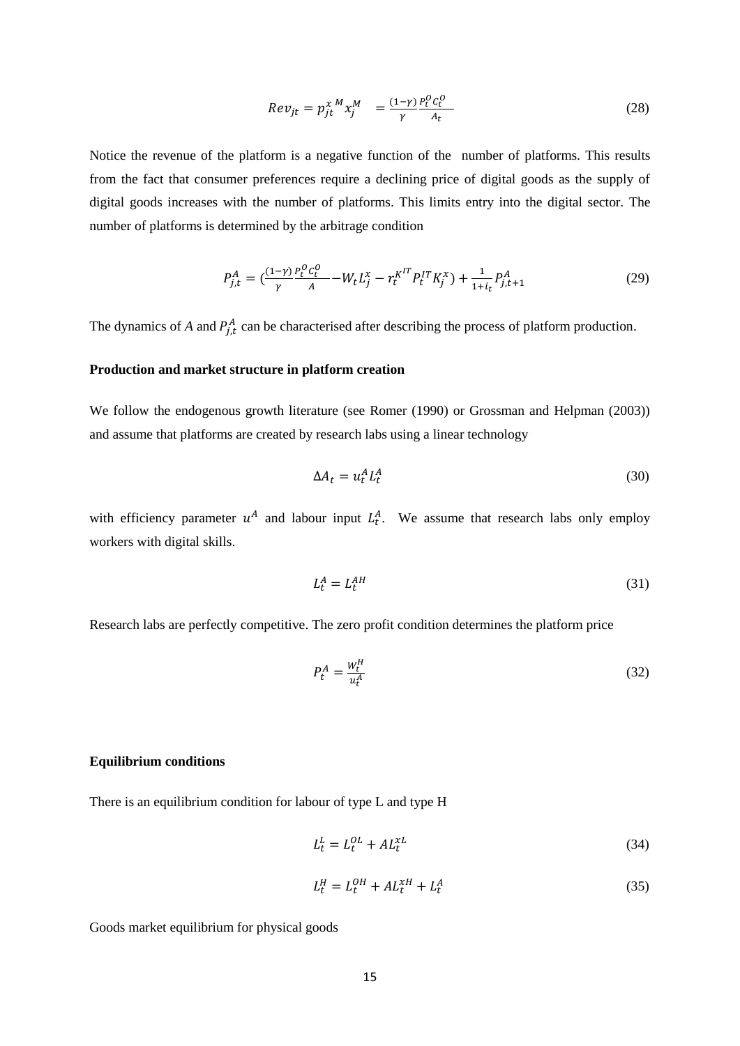$$Rev_{jt} = p_{jt}^{x\,M} x_j^M \quad = \frac{(1-\gamma)}{\gamma} \frac{P_t^O C_t^O}{A_t} \tag{28}$$

Notice the revenue of the platform is a negative function of the number of platforms. This results from the fact that consumer preferences require a declining price of digital goods as the supply of digital goods increases with the number of platforms. This limits entry into the digital sector. The number of platforms is determined by the arbitrage condition

$$P_{j,t}^A = \left(\frac{(1-\gamma)}{\gamma} \frac{P_t^O C_t^O}{A} - W_t L_j^x - r_t^{K^{IT}} P_t^{IT} K_j^x\right) + \frac{1}{1+i_t} P_{j,t+1}^A \tag{29}$$

The dynamics of $A$ and $P_{j,t}^A$ can be characterised after describing the process of platform production.

**Production and market structure in platform creation**

We follow the endogenous growth literature (see Romer (1990) or Grossman and Helpman (2003)) and assume that platforms are created by research labs using a linear technology

$$\Delta A_t = u_t^A L_t^A \tag{30}$$

with efficiency parameter $u^A$ and labour input $L_t^A$. We assume that research labs only employ workers with digital skills.

$$L_t^A = L_t^{AH} \tag{31}$$

Research labs are perfectly competitive. The zero profit condition determines the platform price

$$P_t^A = \frac{W_t^H}{u_t^A} \tag{32}$$

**Equilibrium conditions**

There is an equilibrium condition for labour of type L and type H

$$L_t^L = L_t^{OL} + A L_t^{xL} \tag{34}$$

$$L_t^H = L_t^{OH} + A L_t^{xH} + L_t^A \tag{35}$$

Goods market equilibrium for physical goods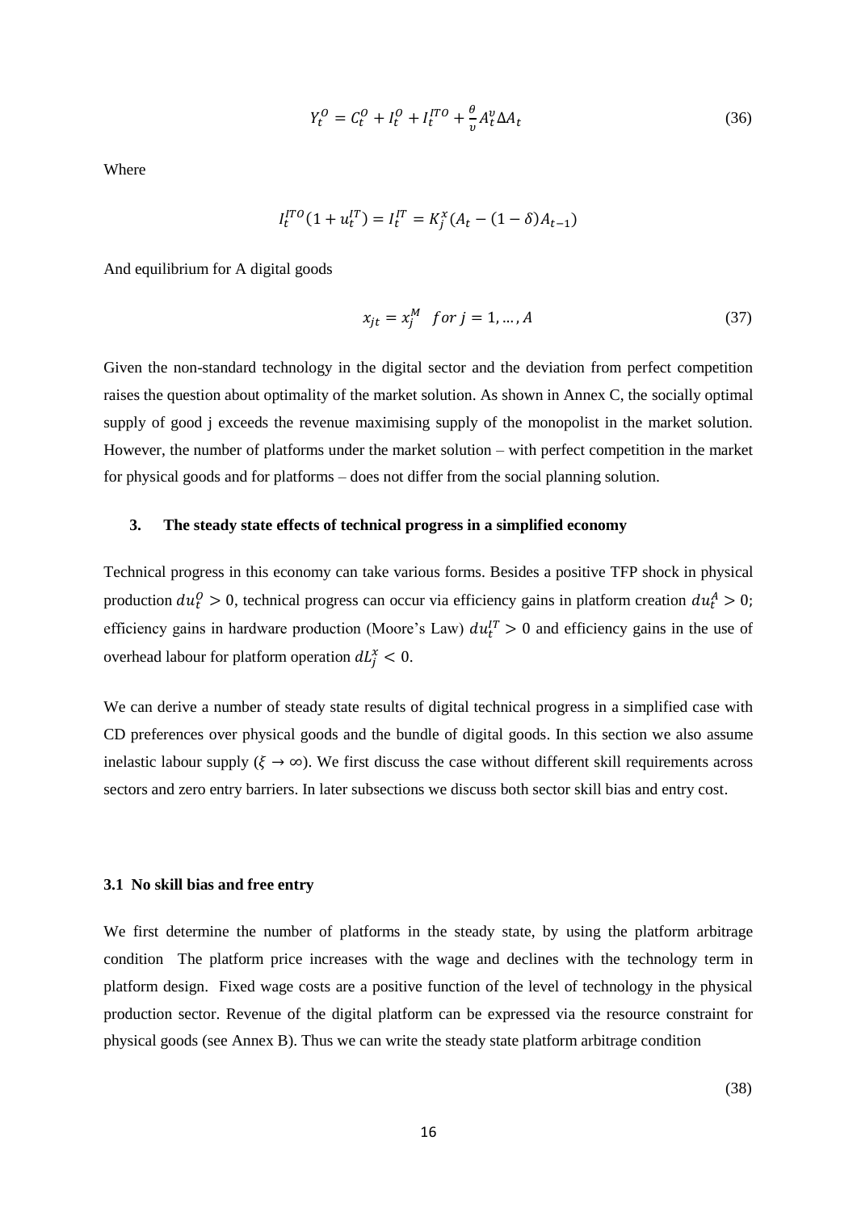$$Y_t^O = C_t^O + I_t^O + I_t^{ITO} + \frac{\theta}{v} A_t^v \Delta A_t \tag{36}$$

Where

$$I_t^{ITO}(1 + u_t^{IT}) = I_t^{IT} = K_j^x (A_t - (1-\delta)A_{t-1})$$

And equilibrium for A digital goods

$$x_{jt} = x_j^M \quad for\ j = 1, \ldots, A \tag{37}$$

Given the non-standard technology in the digital sector and the deviation from perfect competition raises the question about optimality of the market solution. As shown in Annex C, the socially optimal supply of good j exceeds the revenue maximising supply of the monopolist in the market solution. However, the number of platforms under the market solution – with perfect competition in the market for physical goods and for platforms – does not differ from the social planning solution.

## 3. The steady state effects of technical progress in a simplified economy

Technical progress in this economy can take various forms. Besides a positive TFP shock in physical production $du_t^O > 0$, technical progress can occur via efficiency gains in platform creation $du_t^A > 0$; efficiency gains in hardware production (Moore's Law) $du_t^{IT} > 0$ and efficiency gains in the use of overhead labour for platform operation $dL_j^x < 0$.

We can derive a number of steady state results of digital technical progress in a simplified case with CD preferences over physical goods and the bundle of digital goods. In this section we also assume inelastic labour supply ($\xi \to \infty$). We first discuss the case without different skill requirements across sectors and zero entry barriers. In later subsections we discuss both sector skill bias and entry cost.

### 3.1 No skill bias and free entry

We first determine the number of platforms in the steady state, by using the platform arbitrage condition The platform price increases with the wage and declines with the technology term in platform design. Fixed wage costs are a positive function of the level of technology in the physical production sector. Revenue of the digital platform can be expressed via the resource constraint for physical goods (see Annex B). Thus we can write the steady state platform arbitrage condition

(38)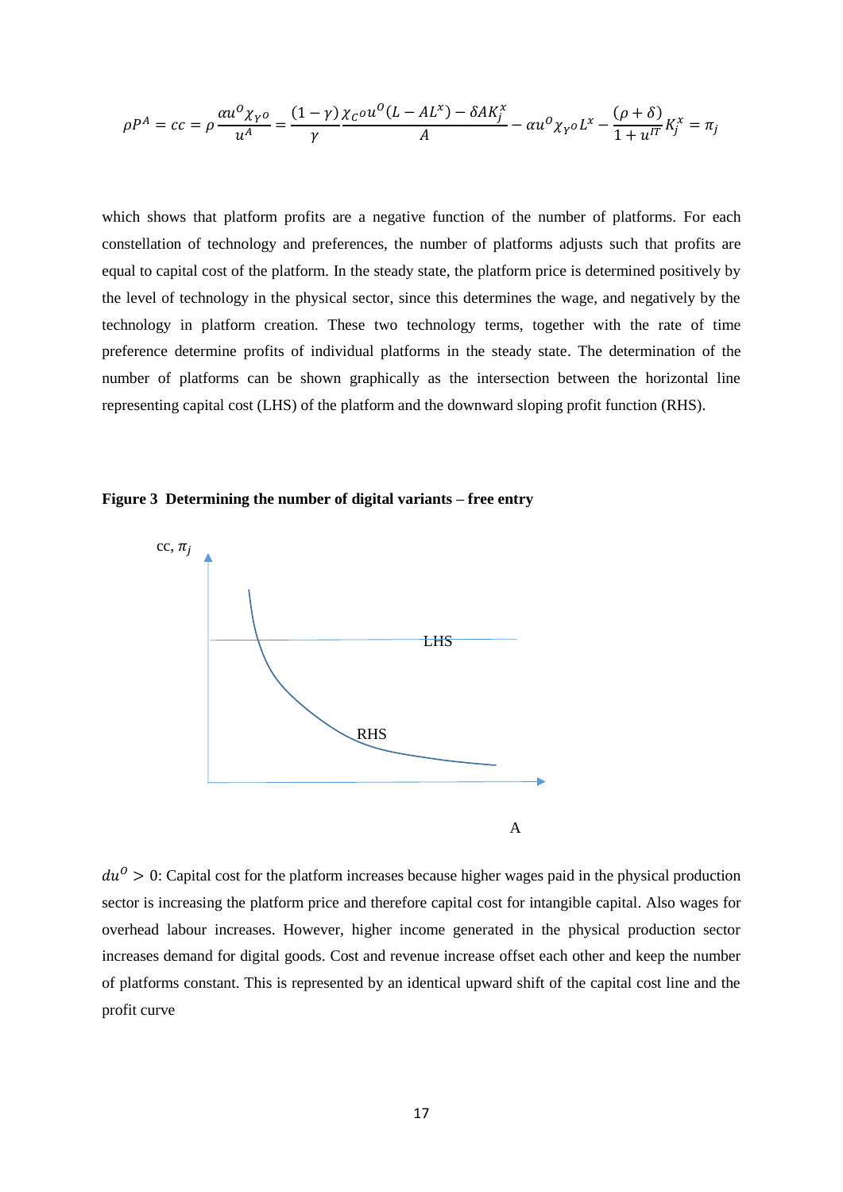$$\rho P^{A} = cc = \rho \frac{\alpha u^{O} \chi_{Y^{O}}}{u^{A}} = \frac{(1-\gamma)}{\gamma} \frac{\chi_{C^{O}} u^{O} (L - AL^{x}) - \delta A K_{j}^{x}}{A} - \alpha u^{O} \chi_{Y^{O}} L^{x} - \frac{(\rho + \delta)}{1 + u^{IT}} K_{j}^{x} = \pi_{j}$$

which shows that platform profits are a negative function of the number of platforms. For each constellation of technology and preferences, the number of platforms adjusts such that profits are equal to capital cost of the platform. In the steady state, the platform price is determined positively by the level of technology in the physical sector, since this determines the wage, and negatively by the technology in platform creation. These two technology terms, together with the rate of time preference determine profits of individual platforms in the steady state. The determination of the number of platforms can be shown graphically as the intersection between the horizontal line representing capital cost (LHS) of the platform and the downward sloping profit function (RHS).

**Figure 3 Determining the number of digital variants – free entry**

$du^{O} > 0$: Capital cost for the platform increases because higher wages paid in the physical production sector is increasing the platform price and therefore capital cost for intangible capital. Also wages for overhead labour increases. However, higher income generated in the physical production sector increases demand for digital goods. Cost and revenue increase offset each other and keep the number of platforms constant. This is represented by an identical upward shift of the capital cost line and the profit curve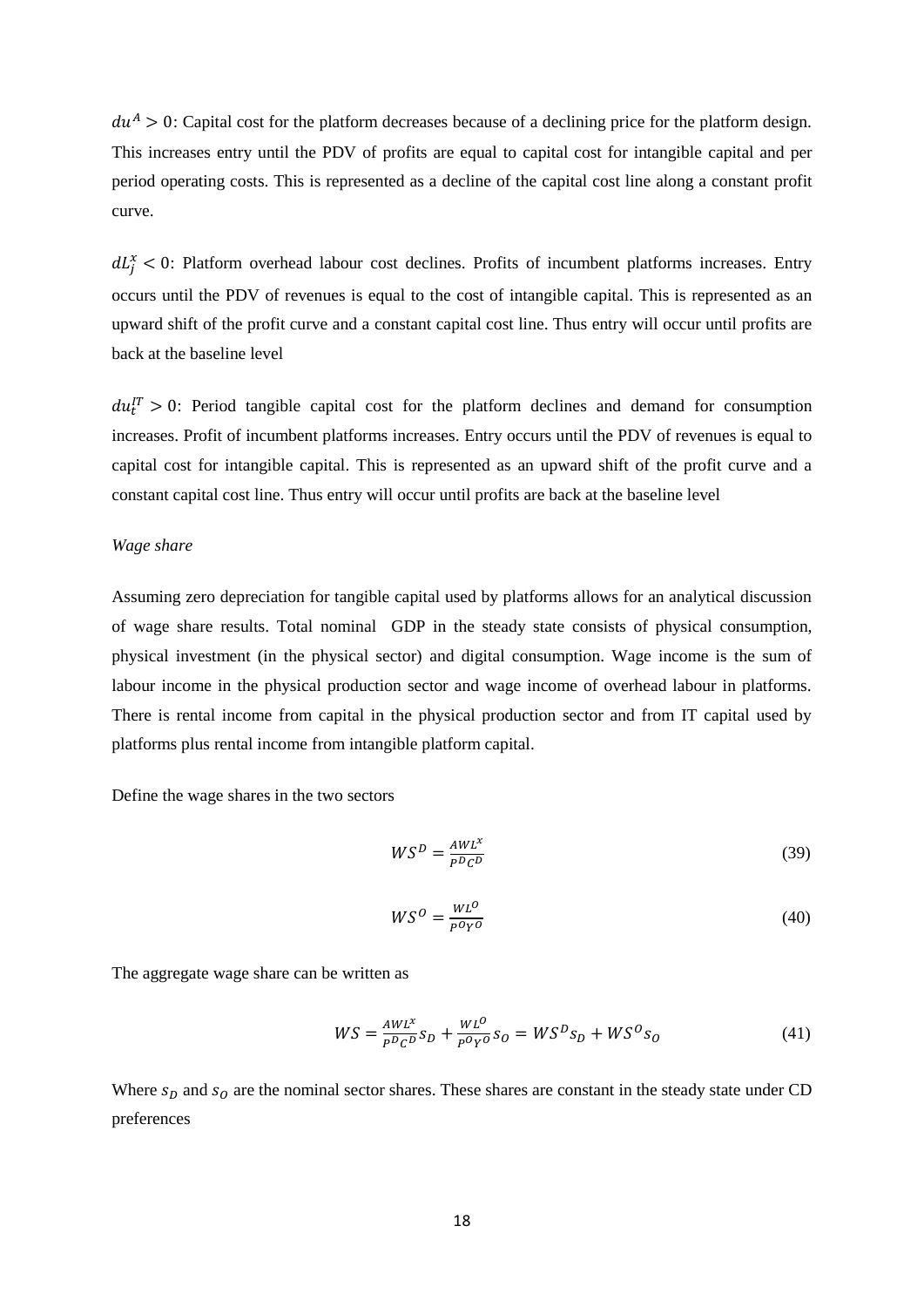$du^A > 0$: Capital cost for the platform decreases because of a declining price for the platform design. This increases entry until the PDV of profits are equal to capital cost for intangible capital and per period operating costs. This is represented as a decline of the capital cost line along a constant profit curve.

$dL_j^x < 0$: Platform overhead labour cost declines. Profits of incumbent platforms increases. Entry occurs until the PDV of revenues is equal to the cost of intangible capital. This is represented as an upward shift of the profit curve and a constant capital cost line. Thus entry will occur until profits are back at the baseline level

$du_t^{IT} > 0$: Period tangible capital cost for the platform declines and demand for consumption increases. Profit of incumbent platforms increases. Entry occurs until the PDV of revenues is equal to capital cost for intangible capital. This is represented as an upward shift of the profit curve and a constant capital cost line. Thus entry will occur until profits are back at the baseline level

*Wage share*

Assuming zero depreciation for tangible capital used by platforms allows for an analytical discussion of wage share results. Total nominal GDP in the steady state consists of physical consumption, physical investment (in the physical sector) and digital consumption. Wage income is the sum of labour income in the physical production sector and wage income of overhead labour in platforms. There is rental income from capital in the physical production sector and from IT capital used by platforms plus rental income from intangible platform capital.

Define the wage shares in the two sectors

$$WS^D = \frac{AWL^x}{P^D C^D} \tag{39}$$

$$WS^O = \frac{WL^O}{P^O Y^O} \tag{40}$$

The aggregate wage share can be written as

$$WS = \frac{AWL^x}{P^D C^D} s_D + \frac{WL^O}{P^O Y^O} s_O = WS^D s_D + WS^O s_O \tag{41}$$

Where $s_D$ and $s_O$ are the nominal sector shares. These shares are constant in the steady state under CD preferences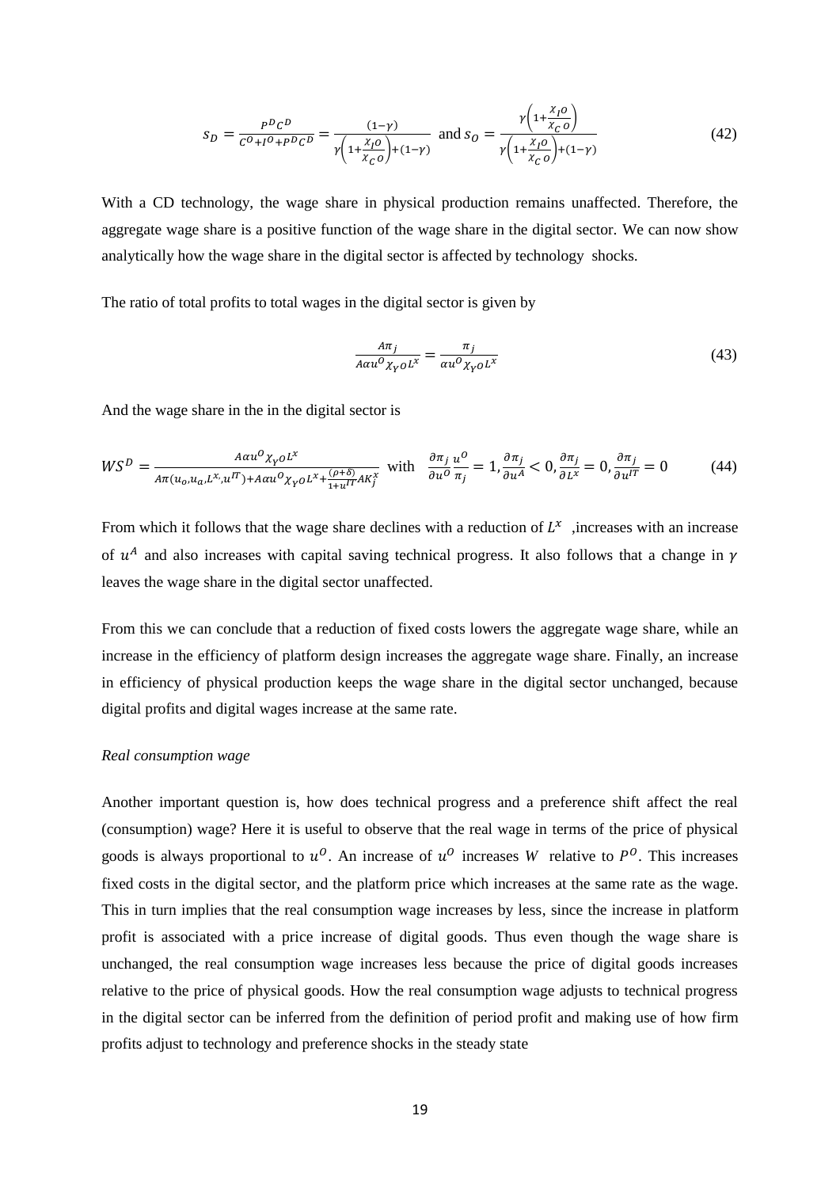$$s_D = \frac{P^D C^D}{C^O + I^O + P^D C^D} = \frac{(1-\gamma)}{\gamma\left(1 + \frac{\chi_{I^O}}{\chi_{C^O}}\right) + (1-\gamma)} \text{ and } s_O = \frac{\gamma\left(1 + \frac{\chi_{I^O}}{\chi_{C^O}}\right)}{\gamma\left(1 + \frac{\chi_{I^O}}{\chi_{C^O}}\right) + (1-\gamma)} \tag{42}$$

With a CD technology, the wage share in physical production remains unaffected. Therefore, the aggregate wage share is a positive function of the wage share in the digital sector. We can now show analytically how the wage share in the digital sector is affected by technology shocks.

The ratio of total profits to total wages in the digital sector is given by

$$\frac{A\pi_j}{A\alpha u^O \chi_{Y^O} L^x} = \frac{\pi_j}{\alpha u^O \chi_{Y^O} L^x} \tag{43}$$

And the wage share in the in the digital sector is

$$WS^D = \frac{A\alpha u^O \chi_{Y^O} L^x}{A\pi(u_o, u_a, L^{x,}, u^{IT}) + A\alpha u^O \chi_{Y^O} L^x + \frac{(\rho+\delta)}{1+u^{IT}} A K_j^x} \text{ with } \frac{\partial \pi_j}{\partial u^O}\frac{u^O}{\pi_j} = 1, \frac{\partial \pi_j}{\partial u^A} < 0, \frac{\partial \pi_j}{\partial L^x} = 0, \frac{\partial \pi_j}{\partial u^{IT}} = 0 \tag{44}$$

From which it follows that the wage share declines with a reduction of $L^x$ ,increases with an increase of $u^A$ and also increases with capital saving technical progress. It also follows that a change in $\gamma$ leaves the wage share in the digital sector unaffected.

From this we can conclude that a reduction of fixed costs lowers the aggregate wage share, while an increase in the efficiency of platform design increases the aggregate wage share. Finally, an increase in efficiency of physical production keeps the wage share in the digital sector unchanged, because digital profits and digital wages increase at the same rate.

*Real consumption wage*

Another important question is, how does technical progress and a preference shift affect the real (consumption) wage? Here it is useful to observe that the real wage in terms of the price of physical goods is always proportional to $u^O$. An increase of $u^O$ increases $W$ relative to $P^O$. This increases fixed costs in the digital sector, and the platform price which increases at the same rate as the wage. This in turn implies that the real consumption wage increases by less, since the increase in platform profit is associated with a price increase of digital goods. Thus even though the wage share is unchanged, the real consumption wage increases less because the price of digital goods increases relative to the price of physical goods. How the real consumption wage adjusts to technical progress in the digital sector can be inferred from the definition of period profit and making use of how firm profits adjust to technology and preference shocks in the steady state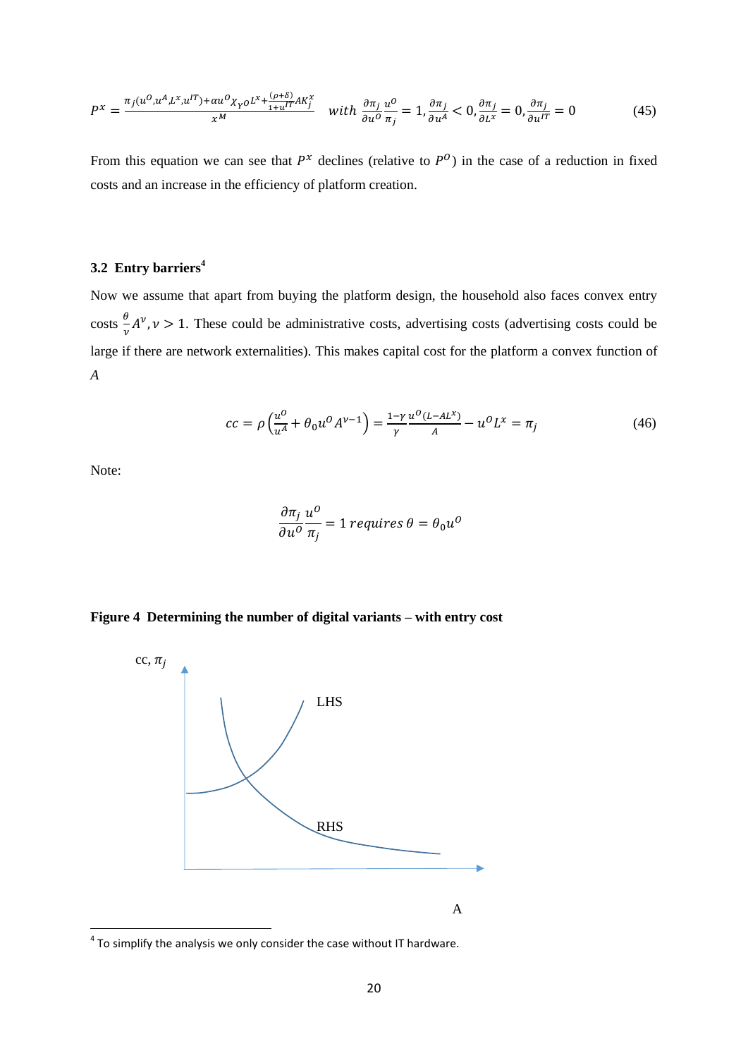$$P^x = \frac{\pi_j(u^O, u^A, L^x, u^{IT}) + \alpha u^O \chi_{YO} L^x + \frac{(\rho+\delta)}{1+u^{IT}} A K_j^x}{x^M} \quad with\ \frac{\partial \pi_j}{\partial u^O}\frac{u^O}{\pi_j} = 1, \frac{\partial \pi_j}{\partial u^A} < 0, \frac{\partial \pi_j}{\partial L^x} = 0, \frac{\partial \pi_j}{\partial u^{IT}} = 0 \tag{45}$$

From this equation we can see that $P^x$ declines (relative to $P^O$) in the case of a reduction in fixed costs and an increase in the efficiency of platform creation.

### 3.2 Entry barriers[4]

Now we assume that apart from buying the platform design, the household also faces convex entry costs $\frac{\theta}{\nu} A^\nu, \nu > 1$. These could be administrative costs, advertising costs (advertising costs could be large if there are network externalities). This makes capital cost for the platform a convex function of $A$

$$cc = \rho\left(\frac{u^O}{u^A} + \theta_0 u^O A^{\nu-1}\right) = \frac{1-\gamma}{\gamma}\frac{u^O(L - AL^x)}{A} - u^O L^x = \pi_j \tag{46}$$

Note:

$$\frac{\partial \pi_j}{\partial u^O}\frac{u^O}{\pi_j} = 1\ requires\ \theta = \theta_0 u^O$$

**Figure 4 Determining the number of digital variants – with entry cost**

[4] To simplify the analysis we only consider the case without IT hardware.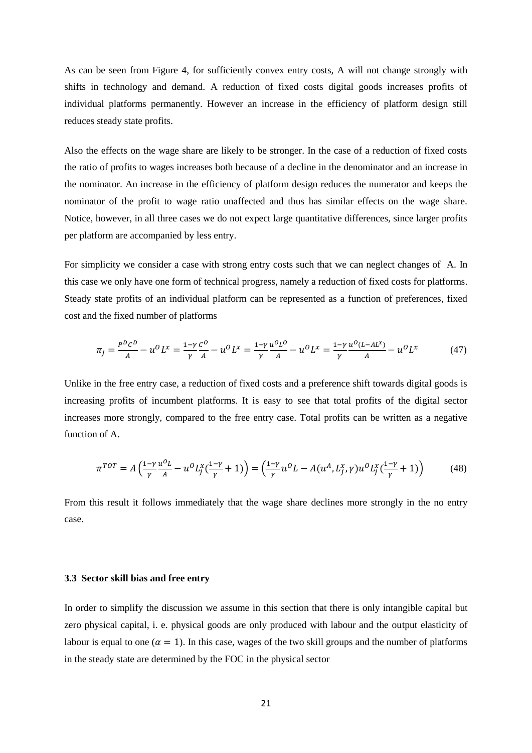As can be seen from Figure 4, for sufficiently convex entry costs, A will not change strongly with shifts in technology and demand. A reduction of fixed costs digital goods increases profits of individual platforms permanently. However an increase in the efficiency of platform design still reduces steady state profits.

Also the effects on the wage share are likely to be stronger. In the case of a reduction of fixed costs the ratio of profits to wages increases both because of a decline in the denominator and an increase in the nominator. An increase in the efficiency of platform design reduces the numerator and keeps the nominator of the profit to wage ratio unaffected and thus has similar effects on the wage share. Notice, however, in all three cases we do not expect large quantitative differences, since larger profits per platform are accompanied by less entry.

For simplicity we consider a case with strong entry costs such that we can neglect changes of A. In this case we only have one form of technical progress, namely a reduction of fixed costs for platforms. Steady state profits of an individual platform can be represented as a function of preferences, fixed cost and the fixed number of platforms

$$\pi_j = \frac{P^D C^D}{A} - u^O L^x = \frac{1-\gamma}{\gamma}\frac{C^O}{A} - u^O L^x = \frac{1-\gamma}{\gamma}\frac{u^O L^O}{A} - u^O L^x = \frac{1-\gamma}{\gamma}\frac{u^O (L - AL^x)}{A} - u^O L^x \tag{47}$$

Unlike in the free entry case, a reduction of fixed costs and a preference shift towards digital goods is increasing profits of incumbent platforms. It is easy to see that total profits of the digital sector increases more strongly, compared to the free entry case. Total profits can be written as a negative function of A.

$$\pi^{TOT} = A\left(\frac{1-\gamma}{\gamma}\frac{u^O L}{A} - u^O L_j^x\left(\frac{1-\gamma}{\gamma}+1\right)\right) = \left(\frac{1-\gamma}{\gamma}u^O L - A(u^A, L_j^x, \gamma) u^O L_j^x\left(\frac{1-\gamma}{\gamma}+1\right)\right) \tag{48}$$

From this result it follows immediately that the wage share declines more strongly in the no entry case.

### 3.3 Sector skill bias and free entry

In order to simplify the discussion we assume in this section that there is only intangible capital but zero physical capital, i. e. physical goods are only produced with labour and the output elasticity of labour is equal to one ($\alpha = 1$). In this case, wages of the two skill groups and the number of platforms in the steady state are determined by the FOC in the physical sector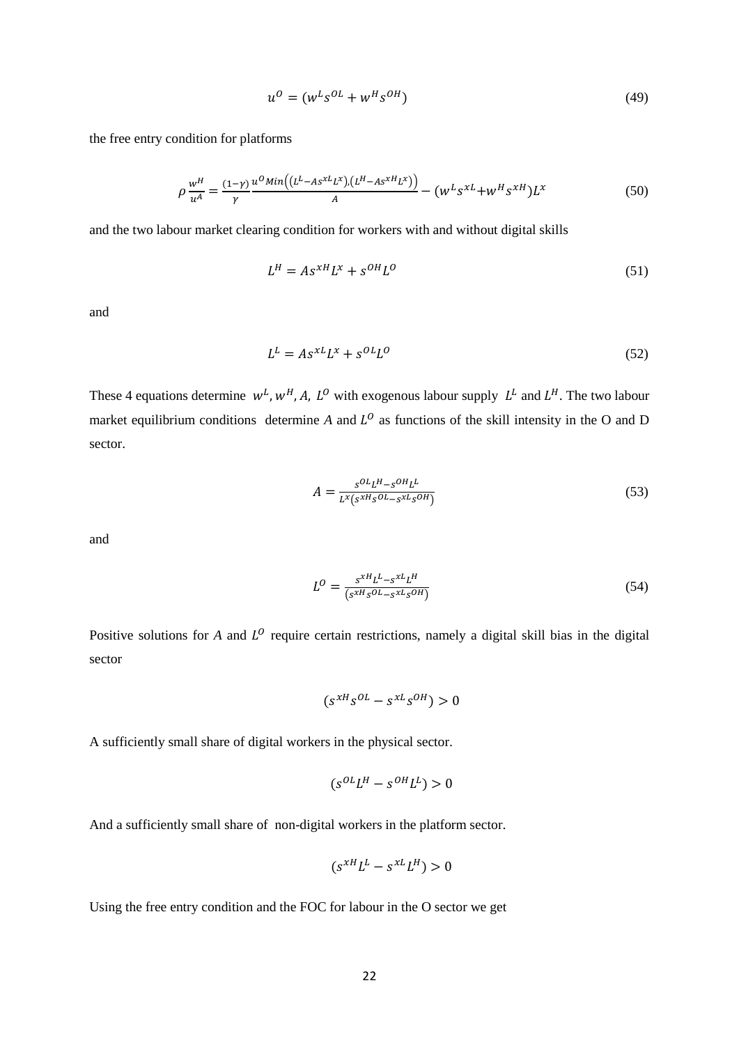$$u^O = (w^L s^{OL} + w^H s^{OH}) \tag{49}$$

the free entry condition for platforms

$$\rho \frac{w^H}{u^A} = \frac{(1-\gamma)}{\gamma} \frac{u^O Min\left(\left(L^L - As^{xL}L^x\right), \left(L^H - As^{xH}L^x\right)\right)}{A} - (w^L s^{xL} + w^H s^{xH})L^x \tag{50}$$

and the two labour market clearing condition for workers with and without digital skills

$$L^H = As^{xH}L^x + s^{OH}L^O \tag{51}$$

and

$$L^L = As^{xL}L^x + s^{OL}L^O \tag{52}$$

These 4 equations determine $w^L, w^H, A, L^O$ with exogenous labour supply $L^L$ and $L^H$. The two labour market equilibrium conditions determine $A$ and $L^O$ as functions of the skill intensity in the O and D sector.

$$A = \frac{s^{OL}L^H - s^{OH}L^L}{L^x\left(s^{xH}s^{OL} - s^{xL}s^{OH}\right)} \tag{53}$$

and

$$L^O = \frac{s^{xH}L^L - s^{xL}L^H}{\left(s^{xH}s^{OL} - s^{xL}s^{OH}\right)} \tag{54}$$

Positive solutions for $A$ and $L^O$ require certain restrictions, namely a digital skill bias in the digital sector

$$(s^{xH}s^{OL} - s^{xL}s^{OH}) > 0$$

A sufficiently small share of digital workers in the physical sector.

$$(s^{OL}L^H - s^{OH}L^L) > 0$$

And a sufficiently small share of non-digital workers in the platform sector.

$$(s^{xH}L^L - s^{xL}L^H) > 0$$

Using the free entry condition and the FOC for labour in the O sector we get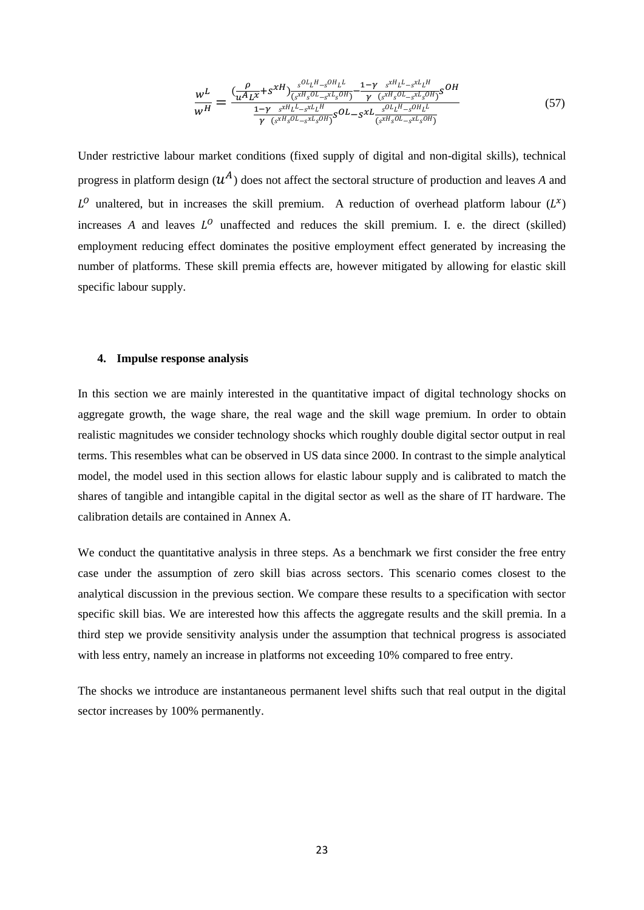$$\frac{w^L}{w^H} = \frac{\left(\frac{\rho}{u^A L^x} + s^{xH}\right)\frac{s^{OL}L^H - s^{OH}L^L}{(s^{xH}s^{OL} - s^{xL}s^{OH})} - \frac{1-\gamma}{\gamma}\frac{s^{xH}L^L - s^{xL}L^H}{(s^{xH}s^{OL} - s^{xL}s^{OH})}s^{OH}}{\frac{1-\gamma}{\gamma}\frac{s^{xH}L^L - s^{xL}L^H}{(s^{xH}s^{OL} - s^{xL}s^{OH})}s^{OL} - s^{xL}\frac{s^{OL}L^H - s^{OH}L^L}{(s^{xH}s^{OL} - s^{xL}s^{OH})}} \tag{57}$$

Under restrictive labour market conditions (fixed supply of digital and non-digital skills), technical progress in platform design ($u^A$) does not affect the sectoral structure of production and leaves $A$ and $L^O$ unaltered, but in increases the skill premium. A reduction of overhead platform labour ($L^x$) increases $A$ and leaves $L^O$ unaffected and reduces the skill premium. I. e. the direct (skilled) employment reducing effect dominates the positive employment effect generated by increasing the number of platforms. These skill premia effects are, however mitigated by allowing for elastic skill specific labour supply.

#### 4. Impulse response analysis

In this section we are mainly interested in the quantitative impact of digital technology shocks on aggregate growth, the wage share, the real wage and the skill wage premium. In order to obtain realistic magnitudes we consider technology shocks which roughly double digital sector output in real terms. This resembles what can be observed in US data since 2000. In contrast to the simple analytical model, the model used in this section allows for elastic labour supply and is calibrated to match the shares of tangible and intangible capital in the digital sector as well as the share of IT hardware. The calibration details are contained in Annex A.

We conduct the quantitative analysis in three steps. As a benchmark we first consider the free entry case under the assumption of zero skill bias across sectors. This scenario comes closest to the analytical discussion in the previous section. We compare these results to a specification with sector specific skill bias. We are interested how this affects the aggregate results and the skill premia. In a third step we provide sensitivity analysis under the assumption that technical progress is associated with less entry, namely an increase in platforms not exceeding 10% compared to free entry.

The shocks we introduce are instantaneous permanent level shifts such that real output in the digital sector increases by 100% permanently.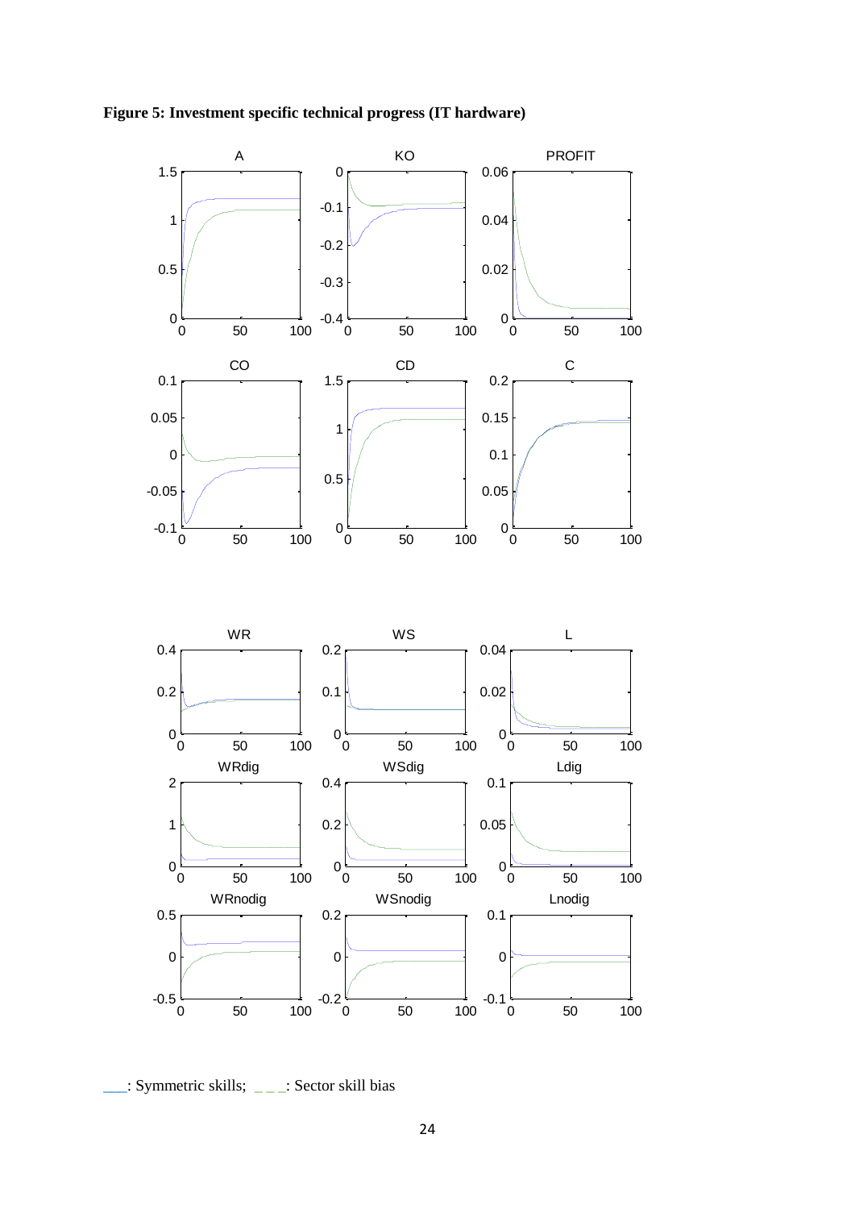**Figure 5: Investment specific technical progress (IT hardware)**

___: Symmetric skills; _ _ _: Sector skill bias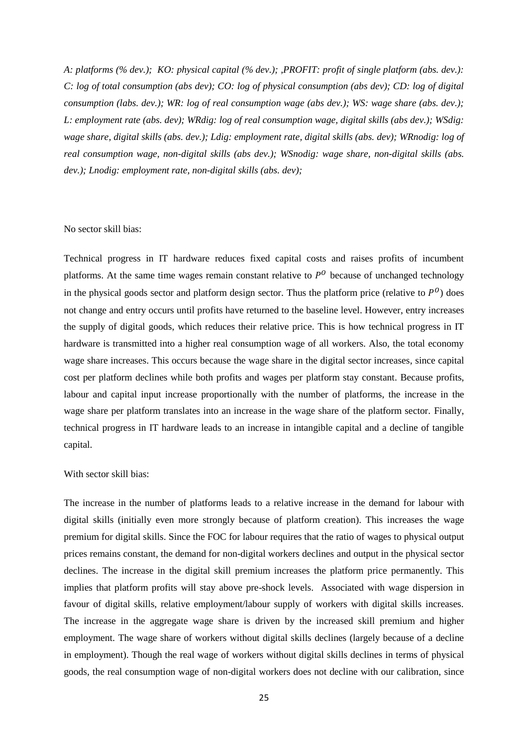*A: platforms (% dev.); KO: physical capital (% dev.); ,PROFIT: profit of single platform (abs. dev.): C: log of total consumption (abs dev); CO: log of physical consumption (abs dev); CD: log of digital consumption (labs. dev.); WR: log of real consumption wage (abs dev.); WS: wage share (abs. dev.); L: employment rate (abs. dev); WRdig: log of real consumption wage, digital skills (abs dev.); WSdig: wage share, digital skills (abs. dev.); Ldig: employment rate, digital skills (abs. dev); WRnodig: log of real consumption wage, non-digital skills (abs dev.); WSnodig: wage share, non-digital skills (abs. dev.); Lnodig: employment rate, non-digital skills (abs. dev);*

No sector skill bias:

Technical progress in IT hardware reduces fixed capital costs and raises profits of incumbent platforms. At the same time wages remain constant relative to $P^O$ because of unchanged technology in the physical goods sector and platform design sector. Thus the platform price (relative to $P^O$) does not change and entry occurs until profits have returned to the baseline level. However, entry increases the supply of digital goods, which reduces their relative price. This is how technical progress in IT hardware is transmitted into a higher real consumption wage of all workers. Also, the total economy wage share increases. This occurs because the wage share in the digital sector increases, since capital cost per platform declines while both profits and wages per platform stay constant. Because profits, labour and capital input increase proportionally with the number of platforms, the increase in the wage share per platform translates into an increase in the wage share of the platform sector. Finally, technical progress in IT hardware leads to an increase in intangible capital and a decline of tangible capital.

With sector skill bias:

The increase in the number of platforms leads to a relative increase in the demand for labour with digital skills (initially even more strongly because of platform creation). This increases the wage premium for digital skills. Since the FOC for labour requires that the ratio of wages to physical output prices remains constant, the demand for non-digital workers declines and output in the physical sector declines. The increase in the digital skill premium increases the platform price permanently. This implies that platform profits will stay above pre-shock levels. Associated with wage dispersion in favour of digital skills, relative employment/labour supply of workers with digital skills increases. The increase in the aggregate wage share is driven by the increased skill premium and higher employment. The wage share of workers without digital skills declines (largely because of a decline in employment). Though the real wage of workers without digital skills declines in terms of physical goods, the real consumption wage of non-digital workers does not decline with our calibration, since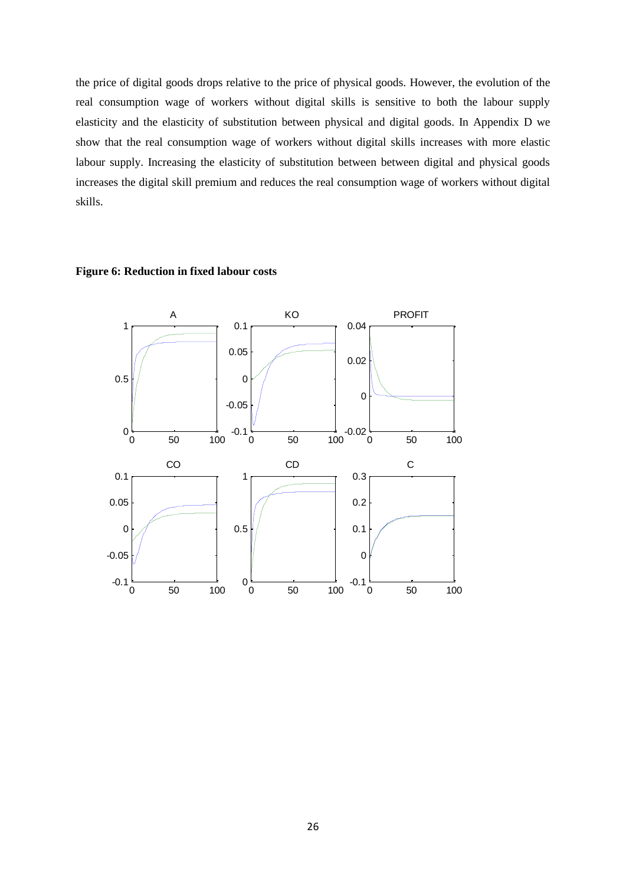the price of digital goods drops relative to the price of physical goods. However, the evolution of the real consumption wage of workers without digital skills is sensitive to both the labour supply elasticity and the elasticity of substitution between physical and digital goods. In Appendix D we show that the real consumption wage of workers without digital skills increases with more elastic labour supply. Increasing the elasticity of substitution between between digital and physical goods increases the digital skill premium and reduces the real consumption wage of workers without digital skills.

**Figure 6: Reduction in fixed labour costs**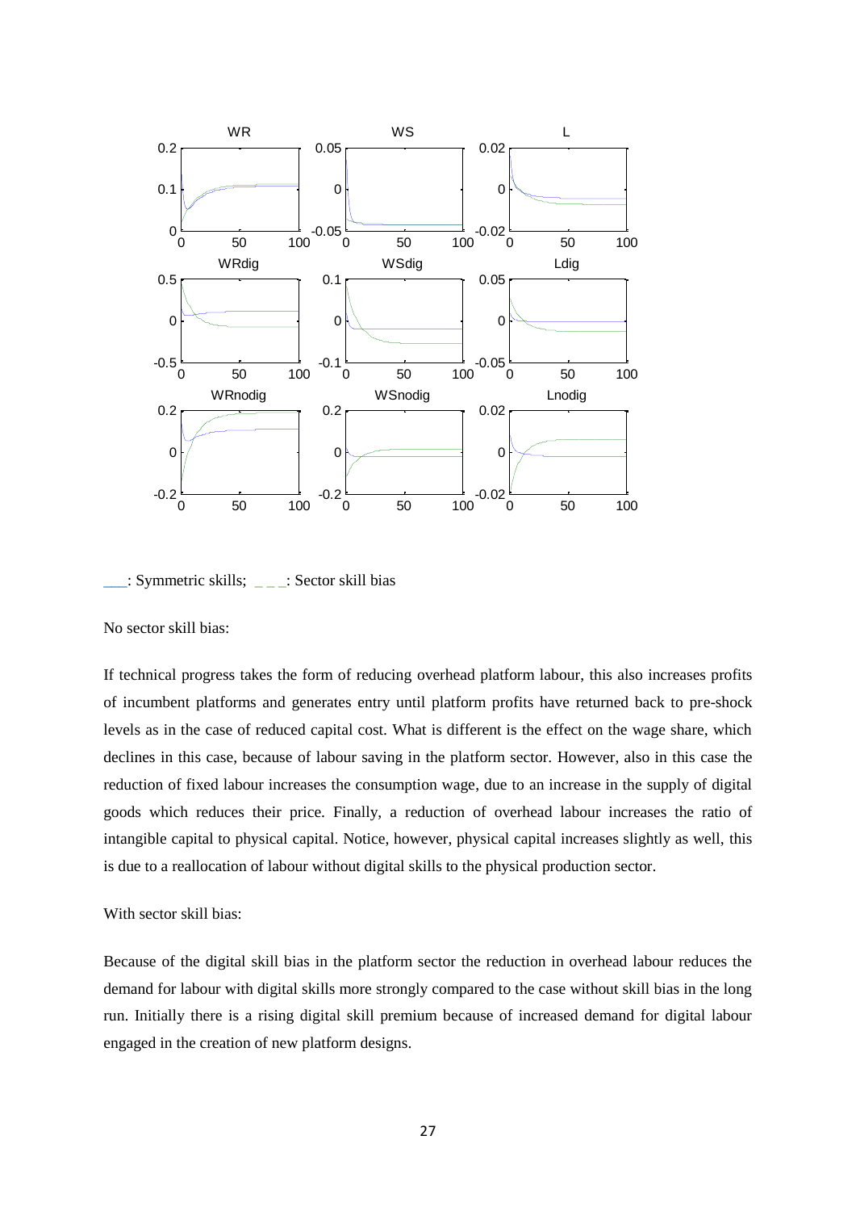___: Symmetric skills; _ _ _: Sector skill bias

No sector skill bias:

If technical progress takes the form of reducing overhead platform labour, this also increases profits of incumbent platforms and generates entry until platform profits have returned back to pre-shock levels as in the case of reduced capital cost. What is different is the effect on the wage share, which declines in this case, because of labour saving in the platform sector. However, also in this case the reduction of fixed labour increases the consumption wage, due to an increase in the supply of digital goods which reduces their price. Finally, a reduction of overhead labour increases the ratio of intangible capital to physical capital. Notice, however, physical capital increases slightly as well, this is due to a reallocation of labour without digital skills to the physical production sector.

With sector skill bias:

Because of the digital skill bias in the platform sector the reduction in overhead labour reduces the demand for labour with digital skills more strongly compared to the case without skill bias in the long run. Initially there is a rising digital skill premium because of increased demand for digital labour engaged in the creation of new platform designs.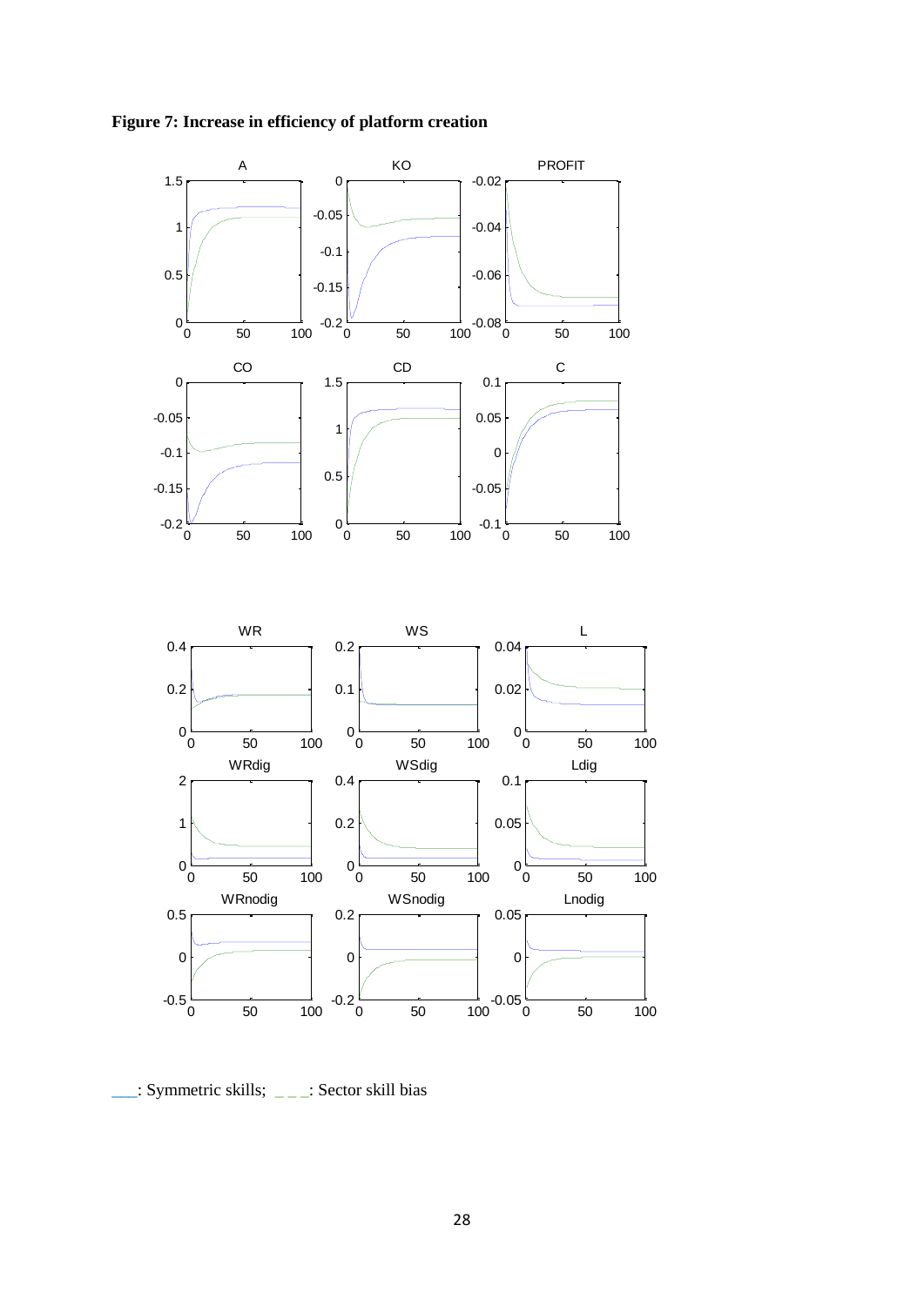**Figure 7: Increase in efficiency of platform creation**

___: Symmetric skills; _ _ _: Sector skill bias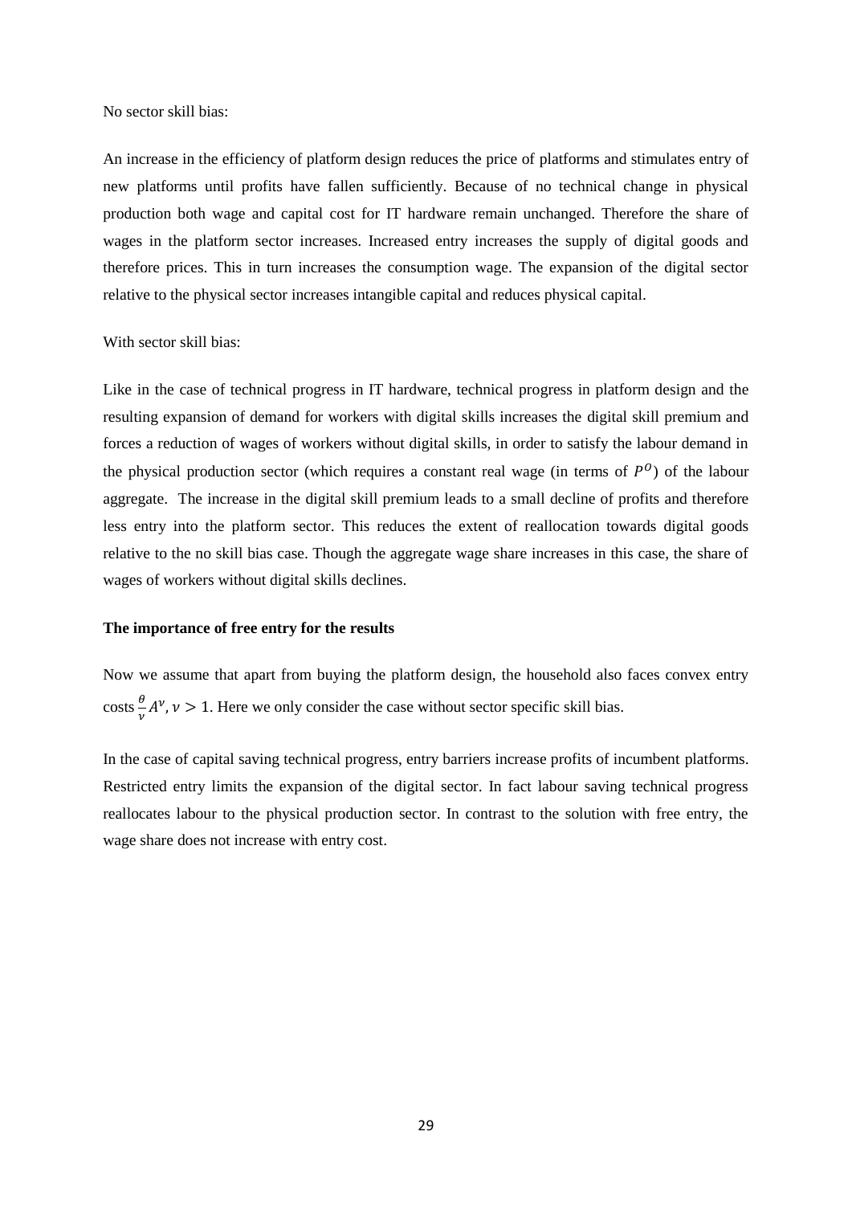No sector skill bias:

An increase in the efficiency of platform design reduces the price of platforms and stimulates entry of new platforms until profits have fallen sufficiently. Because of no technical change in physical production both wage and capital cost for IT hardware remain unchanged. Therefore the share of wages in the platform sector increases. Increased entry increases the supply of digital goods and therefore prices. This in turn increases the consumption wage. The expansion of the digital sector relative to the physical sector increases intangible capital and reduces physical capital.

With sector skill bias:

Like in the case of technical progress in IT hardware, technical progress in platform design and the resulting expansion of demand for workers with digital skills increases the digital skill premium and forces a reduction of wages of workers without digital skills, in order to satisfy the labour demand in the physical production sector (which requires a constant real wage (in terms of $P^O$) of the labour aggregate. The increase in the digital skill premium leads to a small decline of profits and therefore less entry into the platform sector. This reduces the extent of reallocation towards digital goods relative to the no skill bias case. Though the aggregate wage share increases in this case, the share of wages of workers without digital skills declines.

**The importance of free entry for the results**

Now we assume that apart from buying the platform design, the household also faces convex entry costs $\frac{\theta}{\nu}A^{\nu}, \nu > 1$. Here we only consider the case without sector specific skill bias.

In the case of capital saving technical progress, entry barriers increase profits of incumbent platforms. Restricted entry limits the expansion of the digital sector. In fact labour saving technical progress reallocates labour to the physical production sector. In contrast to the solution with free entry, the wage share does not increase with entry cost.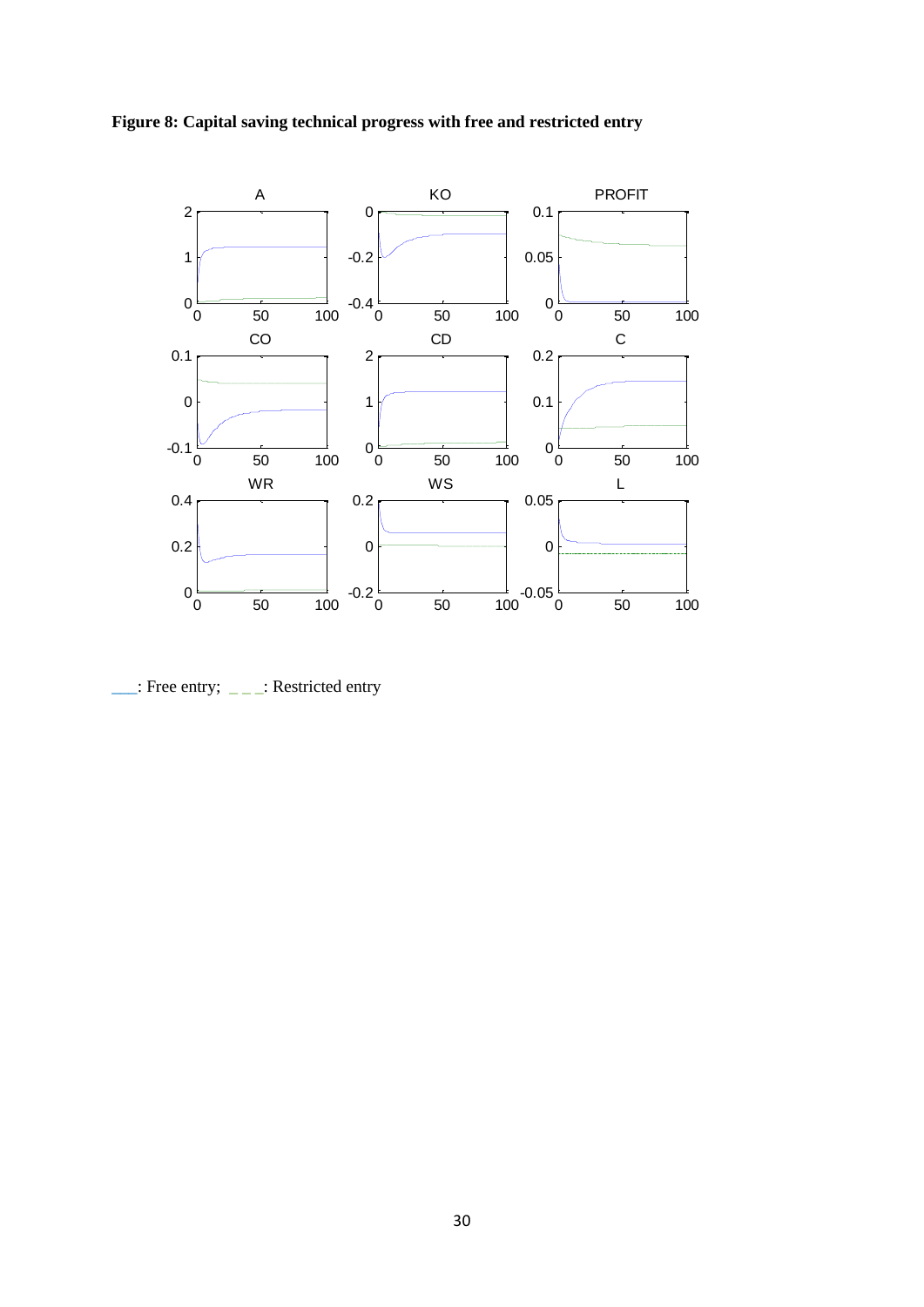**Figure 8: Capital saving technical progress with free and restricted entry**

___: Free entry; _ _ _: Restricted entry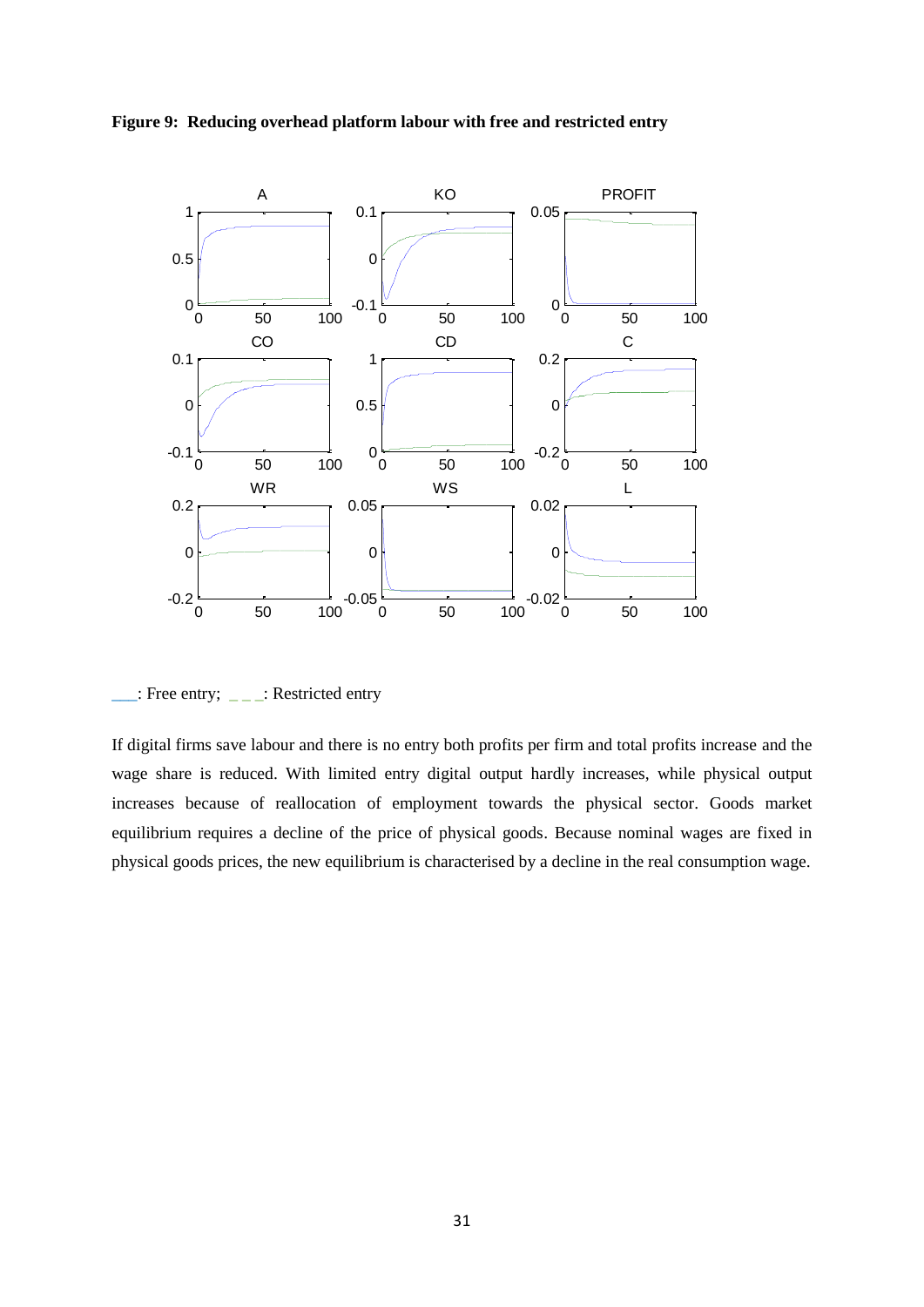**Figure 9: Reducing overhead platform labour with free and restricted entry**

___: Free entry; _ _ _: Restricted entry

If digital firms save labour and there is no entry both profits per firm and total profits increase and the wage share is reduced. With limited entry digital output hardly increases, while physical output increases because of reallocation of employment towards the physical sector. Goods market equilibrium requires a decline of the price of physical goods. Because nominal wages are fixed in physical goods prices, the new equilibrium is characterised by a decline in the real consumption wage.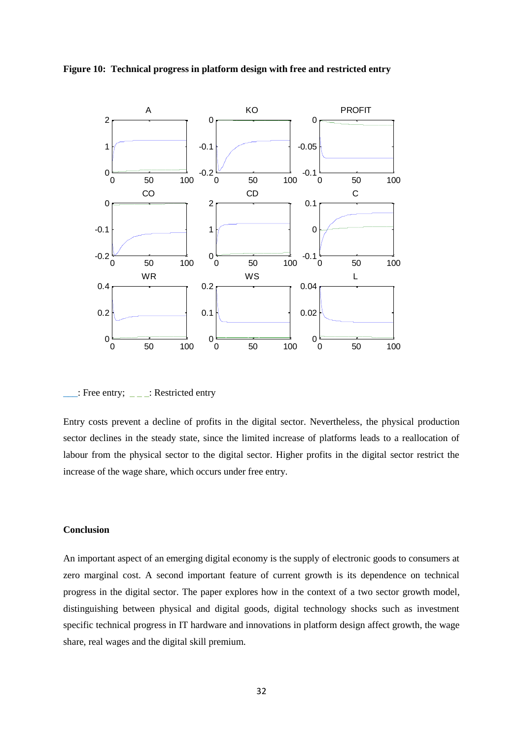**Figure 10: Technical progress in platform design with free and restricted entry**

___: Free entry; _ _ _: Restricted entry

Entry costs prevent a decline of profits in the digital sector. Nevertheless, the physical production sector declines in the steady state, since the limited increase of platforms leads to a reallocation of labour from the physical sector to the digital sector. Higher profits in the digital sector restrict the increase of the wage share, which occurs under free entry.

## Conclusion

An important aspect of an emerging digital economy is the supply of electronic goods to consumers at zero marginal cost. A second important feature of current growth is its dependence on technical progress in the digital sector. The paper explores how in the context of a two sector growth model, distinguishing between physical and digital goods, digital technology shocks such as investment specific technical progress in IT hardware and innovations in platform design affect growth, the wage share, real wages and the digital skill premium.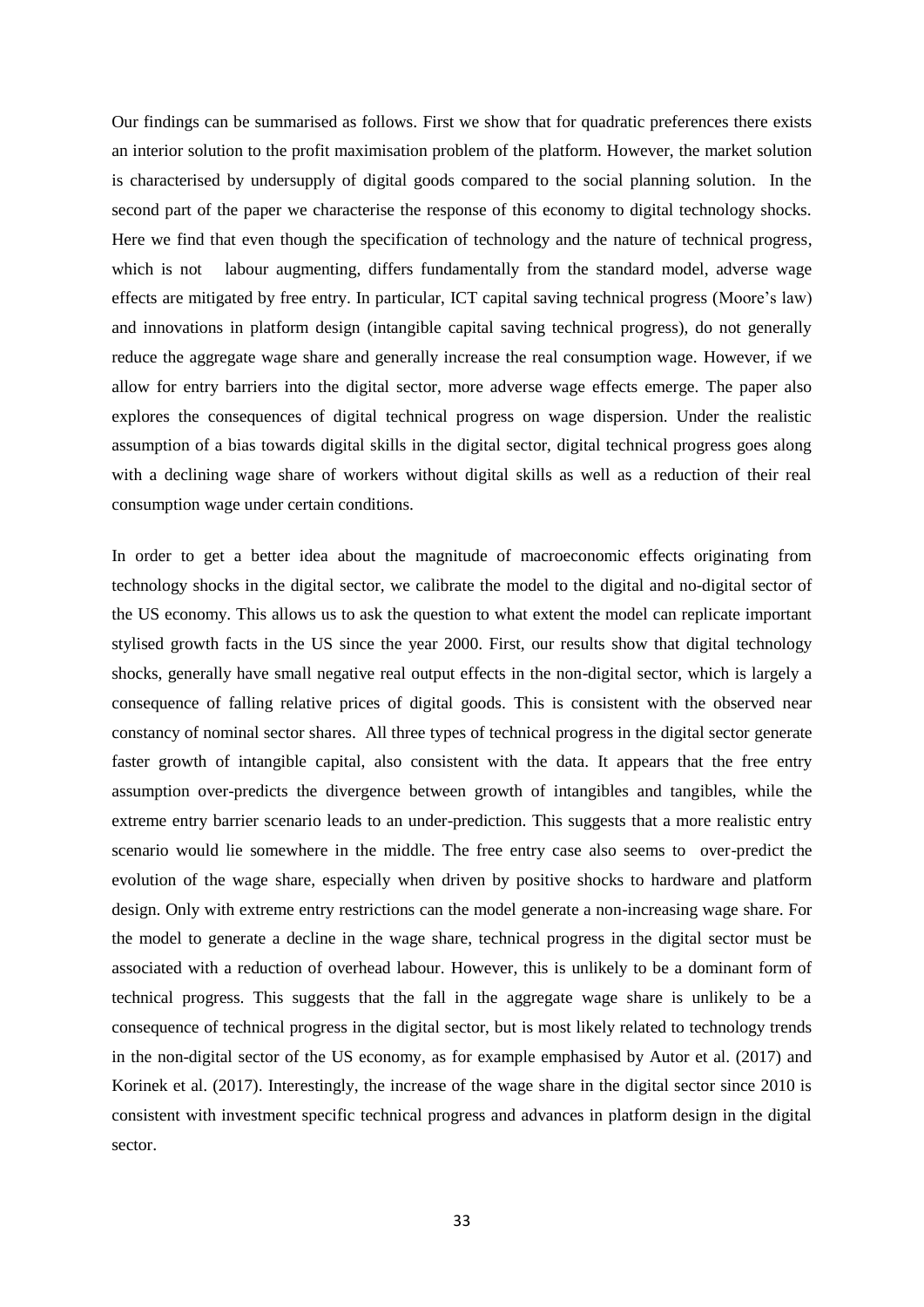Our findings can be summarised as follows. First we show that for quadratic preferences there exists an interior solution to the profit maximisation problem of the platform. However, the market solution is characterised by undersupply of digital goods compared to the social planning solution. In the second part of the paper we characterise the response of this economy to digital technology shocks. Here we find that even though the specification of technology and the nature of technical progress, which is not labour augmenting, differs fundamentally from the standard model, adverse wage effects are mitigated by free entry. In particular, ICT capital saving technical progress (Moore's law) and innovations in platform design (intangible capital saving technical progress), do not generally reduce the aggregate wage share and generally increase the real consumption wage. However, if we allow for entry barriers into the digital sector, more adverse wage effects emerge. The paper also explores the consequences of digital technical progress on wage dispersion. Under the realistic assumption of a bias towards digital skills in the digital sector, digital technical progress goes along with a declining wage share of workers without digital skills as well as a reduction of their real consumption wage under certain conditions.

In order to get a better idea about the magnitude of macroeconomic effects originating from technology shocks in the digital sector, we calibrate the model to the digital and no-digital sector of the US economy. This allows us to ask the question to what extent the model can replicate important stylised growth facts in the US since the year 2000. First, our results show that digital technology shocks, generally have small negative real output effects in the non-digital sector, which is largely a consequence of falling relative prices of digital goods. This is consistent with the observed near constancy of nominal sector shares. All three types of technical progress in the digital sector generate faster growth of intangible capital, also consistent with the data. It appears that the free entry assumption over-predicts the divergence between growth of intangibles and tangibles, while the extreme entry barrier scenario leads to an under-prediction. This suggests that a more realistic entry scenario would lie somewhere in the middle. The free entry case also seems to over-predict the evolution of the wage share, especially when driven by positive shocks to hardware and platform design. Only with extreme entry restrictions can the model generate a non-increasing wage share. For the model to generate a decline in the wage share, technical progress in the digital sector must be associated with a reduction of overhead labour. However, this is unlikely to be a dominant form of technical progress. This suggests that the fall in the aggregate wage share is unlikely to be a consequence of technical progress in the digital sector, but is most likely related to technology trends in the non-digital sector of the US economy, as for example emphasised by Autor et al. (2017) and Korinek et al. (2017). Interestingly, the increase of the wage share in the digital sector since 2010 is consistent with investment specific technical progress and advances in platform design in the digital sector.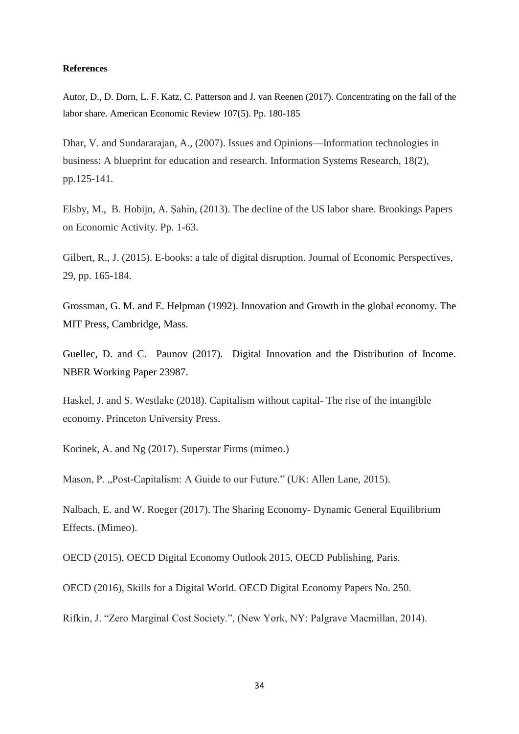**References**

Autor, D., D. Dorn, L. F. Katz, C. Patterson and J. van Reenen (2017). Concentrating on the fall of the labor share. American Economic Review 107(5). Pp. 180-185

Dhar, V. and Sundararajan, A., (2007). Issues and Opinions—Information technologies in business: A blueprint for education and research. Information Systems Research, 18(2), pp.125-141.

Elsby, M., B. Hobijn, A. Şahin, (2013). The decline of the US labor share. Brookings Papers on Economic Activity. Pp. 1-63.

Gilbert, R., J. (2015). E-books: a tale of digital disruption. Journal of Economic Perspectives, 29, pp. 165-184.

Grossman, G. M. and E. Helpman (1992). Innovation and Growth in the global economy. The MIT Press, Cambridge, Mass.

Guellec, D. and C. Paunov (2017). Digital Innovation and the Distribution of Income. NBER Working Paper 23987.

Haskel, J. and S. Westlake (2018). Capitalism without capital- The rise of the intangible economy. Princeton University Press.

Korinek, A. and Ng (2017). Superstar Firms (mimeo.)

Mason, P. „Post-Capitalism: A Guide to our Future." (UK: Allen Lane, 2015).

Nalbach, E. and W. Roeger (2017). The Sharing Economy- Dynamic General Equilibrium Effects. (Mimeo).

OECD (2015), OECD Digital Economy Outlook 2015, OECD Publishing, Paris.

OECD (2016), Skills for a Digital World. OECD Digital Economy Papers No. 250.

Rifkin, J. "Zero Marginal Cost Society.", (New York, NY: Palgrave Macmillan, 2014).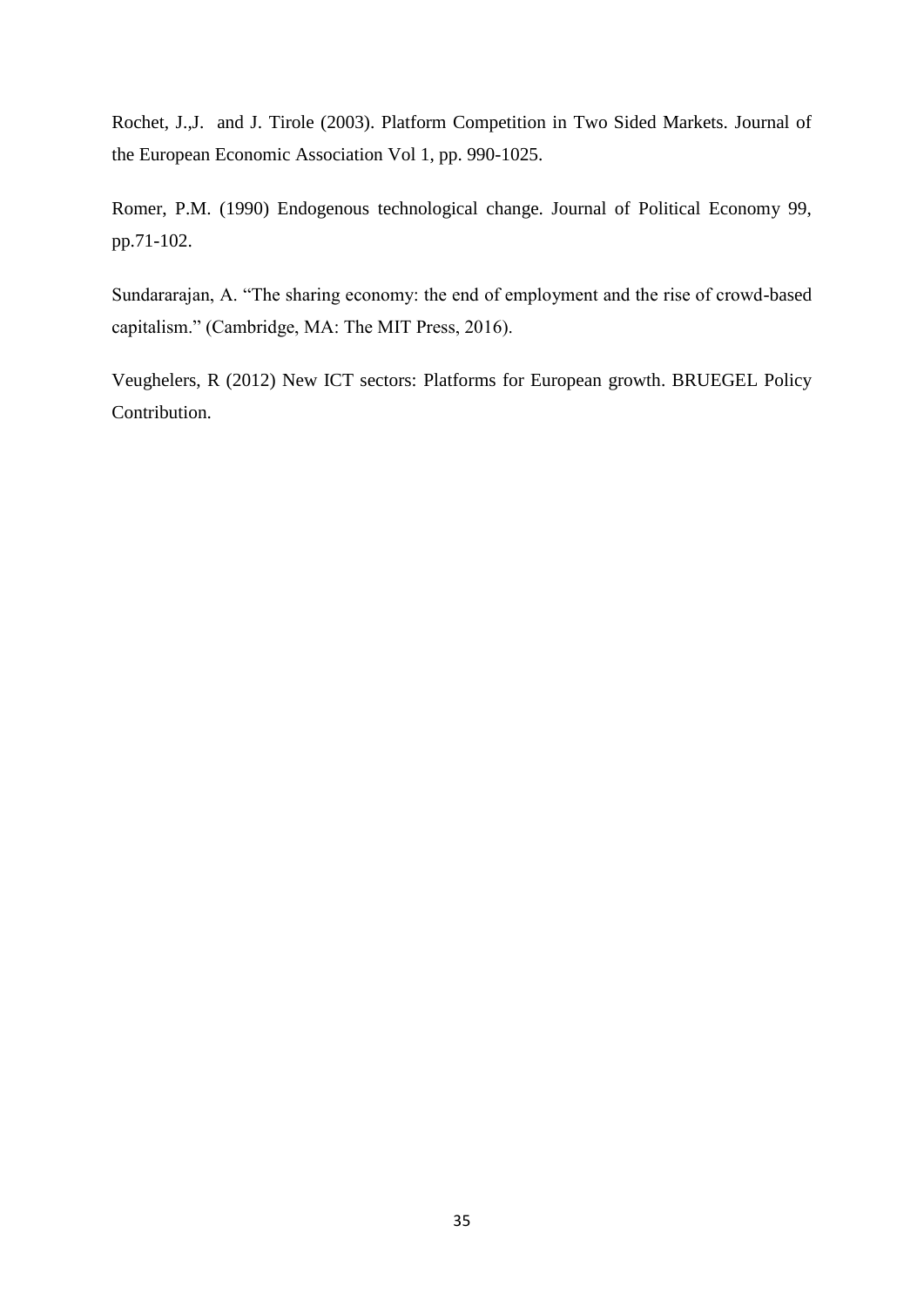Rochet, J.,J. and J. Tirole (2003). Platform Competition in Two Sided Markets. Journal of the European Economic Association Vol 1, pp. 990-1025.

Romer, P.M. (1990) Endogenous technological change. Journal of Political Economy 99, pp.71-102.

Sundararajan, A. "The sharing economy: the end of employment and the rise of crowd-based capitalism." (Cambridge, MA: The MIT Press, 2016).

Veughelers, R (2012) New ICT sectors: Platforms for European growth. BRUEGEL Policy Contribution.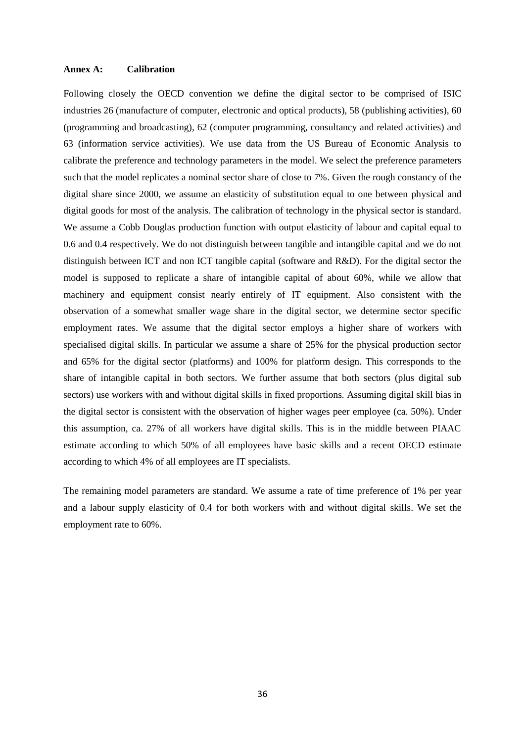## Annex A: Calibration

Following closely the OECD convention we define the digital sector to be comprised of ISIC industries 26 (manufacture of computer, electronic and optical products), 58 (publishing activities), 60 (programming and broadcasting), 62 (computer programming, consultancy and related activities) and 63 (information service activities). We use data from the US Bureau of Economic Analysis to calibrate the preference and technology parameters in the model. We select the preference parameters such that the model replicates a nominal sector share of close to 7%. Given the rough constancy of the digital share since 2000, we assume an elasticity of substitution equal to one between physical and digital goods for most of the analysis. The calibration of technology in the physical sector is standard. We assume a Cobb Douglas production function with output elasticity of labour and capital equal to 0.6 and 0.4 respectively. We do not distinguish between tangible and intangible capital and we do not distinguish between ICT and non ICT tangible capital (software and R&D). For the digital sector the model is supposed to replicate a share of intangible capital of about 60%, while we allow that machinery and equipment consist nearly entirely of IT equipment. Also consistent with the observation of a somewhat smaller wage share in the digital sector, we determine sector specific employment rates. We assume that the digital sector employs a higher share of workers with specialised digital skills. In particular we assume a share of 25% for the physical production sector and 65% for the digital sector (platforms) and 100% for platform design. This corresponds to the share of intangible capital in both sectors. We further assume that both sectors (plus digital sub sectors) use workers with and without digital skills in fixed proportions. Assuming digital skill bias in the digital sector is consistent with the observation of higher wages peer employee (ca. 50%). Under this assumption, ca. 27% of all workers have digital skills. This is in the middle between PIAAC estimate according to which 50% of all employees have basic skills and a recent OECD estimate according to which 4% of all employees are IT specialists.

The remaining model parameters are standard. We assume a rate of time preference of 1% per year and a labour supply elasticity of 0.4 for both workers with and without digital skills. We set the employment rate to 60%.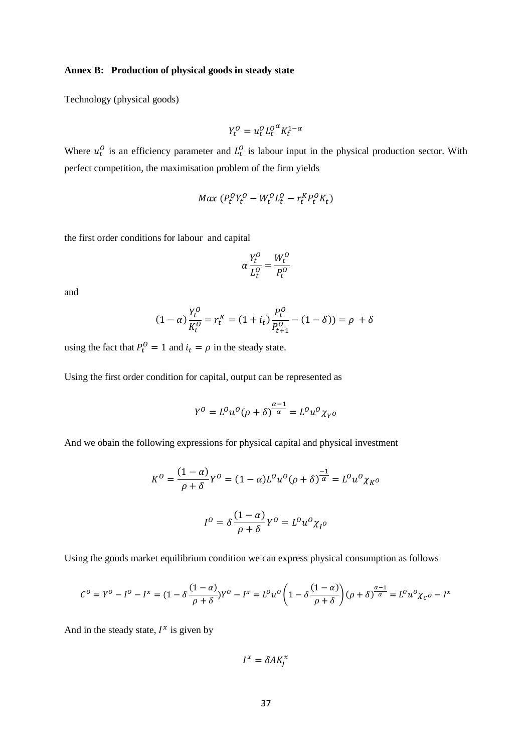**Annex B: Production of physical goods in steady state**

Technology (physical goods)

$$Y_t^O = u_t^O {L_t^O}^{\alpha} K_t^{1-\alpha}$$

Where $u_t^O$ is an efficiency parameter and $L_t^O$ is labour input in the physical production sector. With perfect competition, the maximisation problem of the firm yields

$$Max\ (P_t^O Y_t^O - W_t^O L_t^O - r_t^K P_t^O K_t)$$

the first order conditions for labour and capital

$$\alpha \frac{Y_t^O}{L_t^O} = \frac{W_t^O}{P_t^O}$$

and

$$(1-\alpha)\frac{Y_t^O}{K_t^O} = r_t^K = (1+i_t)\frac{P_t^O}{P_{t+1}^O} - (1-\delta)) = \rho + \delta$$

using the fact that $P_t^O = 1$ and $i_t = \rho$ in the steady state.

Using the first order condition for capital, output can be represented as

$$Y^O = L^O u^O (\rho+\delta)^{\frac{\alpha-1}{\alpha}} = L^O u^O \chi_{Y^O}$$

And we obain the following expressions for physical capital and physical investment

$$K^O = \frac{(1-\alpha)}{\rho+\delta} Y^O = (1-\alpha) L^O u^O (\rho+\delta)^{\frac{-1}{\alpha}} = L^O u^O \chi_{K^O}$$

$$I^O = \delta \frac{(1-\alpha)}{\rho+\delta} Y^O = L^O u^O \chi_{I^O}$$

Using the goods market equilibrium condition we can express physical consumption as follows

$$C^O = Y^O - I^O - I^x = (1 - \delta\frac{(1-\alpha)}{\rho+\delta})Y^O - I^x = L^O u^O \left(1 - \delta\frac{(1-\alpha)}{\rho+\delta}\right)(\rho+\delta)^{\frac{\alpha-1}{\alpha}} = L^O u^O \chi_{C^O} - I^x$$

And in the steady state, $I^x$ is given by

$$I^x = \delta A K_j^x$$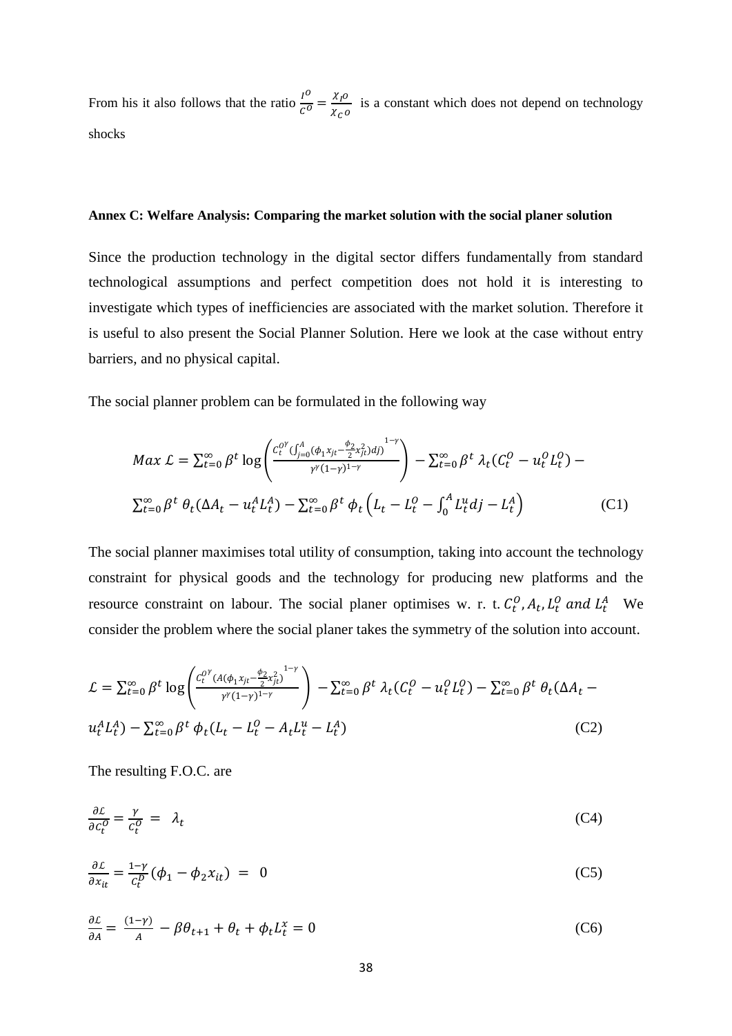From his it also follows that the ratio $\frac{I^O}{C^O} = \frac{\chi_{I^O}}{\chi_{C^O}}$ is a constant which does not depend on technology shocks

**Annex C: Welfare Analysis: Comparing the market solution with the social planer solution**

Since the production technology in the digital sector differs fundamentally from standard technological assumptions and perfect competition does not hold it is interesting to investigate which types of inefficiencies are associated with the market solution. Therefore it is useful to also present the Social Planner Solution. Here we look at the case without entry barriers, and no physical capital.

The social planner problem can be formulated in the following way

$$Max\ \mathcal{L} = \sum_{t=0}^{\infty} \beta^t \log\left(\frac{C_t^{O^\gamma}\left(\int_{j=0}^{A}(\phi_1 x_{jt} - \frac{\phi_2}{2}x_{jt}^2)dj\right)^{1-\gamma}}{\gamma^\gamma(1-\gamma)^{1-\gamma}}\right) - \sum_{t=0}^{\infty} \beta^t\, \lambda_t (C_t^O - u_t^O L_t^O) - \sum_{t=0}^{\infty} \beta^t\, \theta_t (\Delta A_t - u_t^A L_t^A) - \sum_{t=0}^{\infty} \beta^t\, \phi_t \left(L_t - L_t^O - \int_0^A L_t^u dj - L_t^A\right) \tag{C1}$$

The social planner maximises total utility of consumption, taking into account the technology constraint for physical goods and the technology for producing new platforms and the resource constraint on labour. The social planer optimises w. r. t. $C_t^O, A_t, L_t^O$ *and* $L_t^A$ We consider the problem where the social planer takes the symmetry of the solution into account.

$$\mathcal{L} = \sum_{t=0}^{\infty} \beta^t \log\left(\frac{C_t^{O^\gamma}\left(A(\phi_1 x_{jt} - \frac{\phi_2}{2}x_{jt}^2)\right)^{1-\gamma}}{\gamma^\gamma(1-\gamma)^{1-\gamma}}\right) - \sum_{t=0}^{\infty} \beta^t\, \lambda_t (C_t^O - u_t^O L_t^O) - \sum_{t=0}^{\infty} \beta^t\, \theta_t (\Delta A_t - u_t^A L_t^A) - \sum_{t=0}^{\infty} \beta^t\, \phi_t (L_t - L_t^O - A_t L_t^u - L_t^A) \tag{C2}$$

The resulting F.O.C. are

$$\frac{\partial \mathcal{L}}{\partial C_t^O} = \frac{\gamma}{C_t^O} = \lambda_t \tag{C4}$$

$$\frac{\partial \mathcal{L}}{\partial x_{it}} = \frac{1-\gamma}{C_t^D}(\phi_1 - \phi_2 x_{it}) = 0 \tag{C5}$$

$$\frac{\partial \mathcal{L}}{\partial A} = \frac{(1-\gamma)}{A} - \beta\theta_{t+1} + \theta_t + \phi_t L_t^x = 0 \tag{C6}$$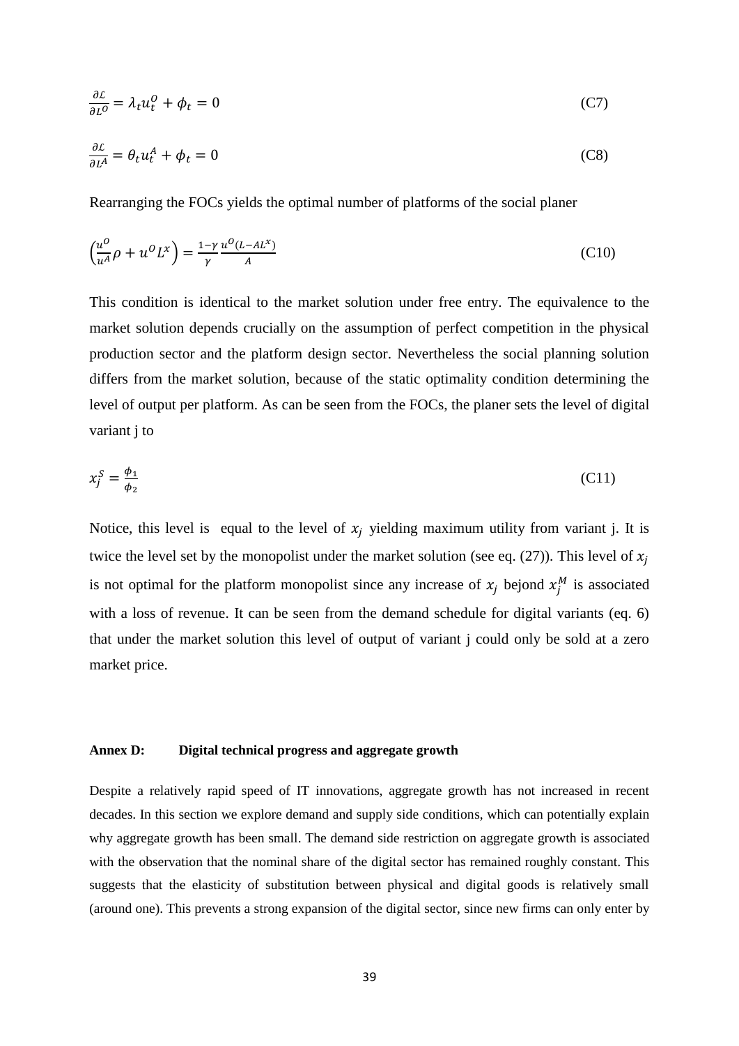$$\frac{\partial \mathcal{L}}{\partial L^O} = \lambda_t u_t^O + \phi_t = 0 \tag{C7}$$

$$\frac{\partial \mathcal{L}}{\partial L^A} = \theta_t u_t^A + \phi_t = 0 \tag{C8}$$

Rearranging the FOCs yields the optimal number of platforms of the social planer

$$\left(\frac{u^O}{u^A}\rho + u^O L^x\right) = \frac{1-\gamma}{\gamma}\frac{u^O(L - AL^x)}{A} \tag{C10}$$

This condition is identical to the market solution under free entry. The equivalence to the market solution depends crucially on the assumption of perfect competition in the physical production sector and the platform design sector. Nevertheless the social planning solution differs from the market solution, because of the static optimality condition determining the level of output per platform. As can be seen from the FOCs, the planer sets the level of digital variant j to

$$x_j^S = \frac{\phi_1}{\phi_2} \tag{C11}$$

Notice, this level is equal to the level of $x_j$ yielding maximum utility from variant j. It is twice the level set by the monopolist under the market solution (see eq. (27)). This level of $x_j$ is not optimal for the platform monopolist since any increase of $x_j$ bejond $x_j^M$ is associated with a loss of revenue. It can be seen from the demand schedule for digital variants (eq. 6) that under the market solution this level of output of variant j could only be sold at a zero market price.

## Annex D: Digital technical progress and aggregate growth

Despite a relatively rapid speed of IT innovations, aggregate growth has not increased in recent decades. In this section we explore demand and supply side conditions, which can potentially explain why aggregate growth has been small. The demand side restriction on aggregate growth is associated with the observation that the nominal share of the digital sector has remained roughly constant. This suggests that the elasticity of substitution between physical and digital goods is relatively small (around one). This prevents a strong expansion of the digital sector, since new firms can only enter by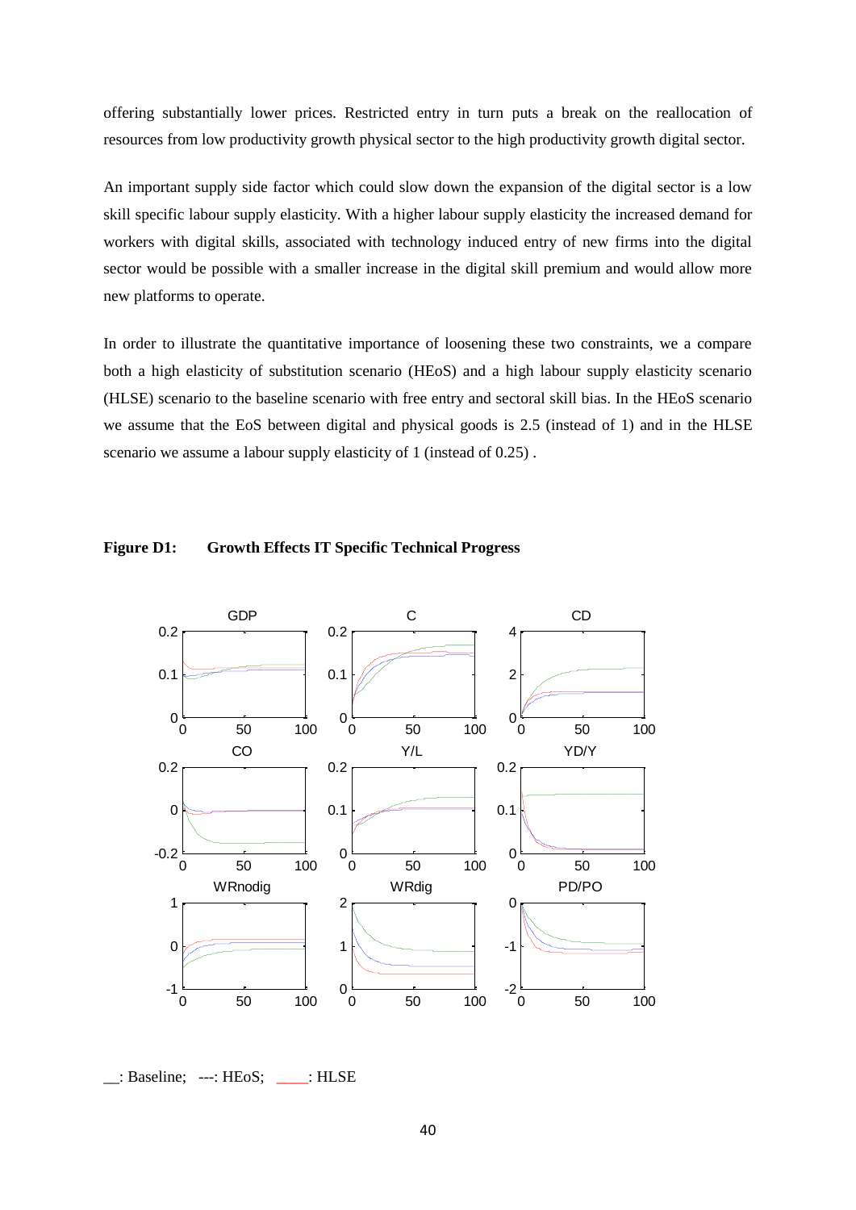offering substantially lower prices. Restricted entry in turn puts a break on the reallocation of resources from low productivity growth physical sector to the high productivity growth digital sector.

An important supply side factor which could slow down the expansion of the digital sector is a low skill specific labour supply elasticity. With a higher labour supply elasticity the increased demand for workers with digital skills, associated with technology induced entry of new firms into the digital sector would be possible with a smaller increase in the digital skill premium and would allow more new platforms to operate.

In order to illustrate the quantitative importance of loosening these two constraints, we a compare both a high elasticity of substitution scenario (HEoS) and a high labour supply elasticity scenario (HLSE) scenario to the baseline scenario with free entry and sectoral skill bias. In the HEoS scenario we assume that the EoS between digital and physical goods is 2.5 (instead of 1) and in the HLSE scenario we assume a labour supply elasticity of 1 (instead of 0.25) .

**Figure D1: Growth Effects IT Specific Technical Progress**

__: Baseline; ---: HEoS; ____: HLSE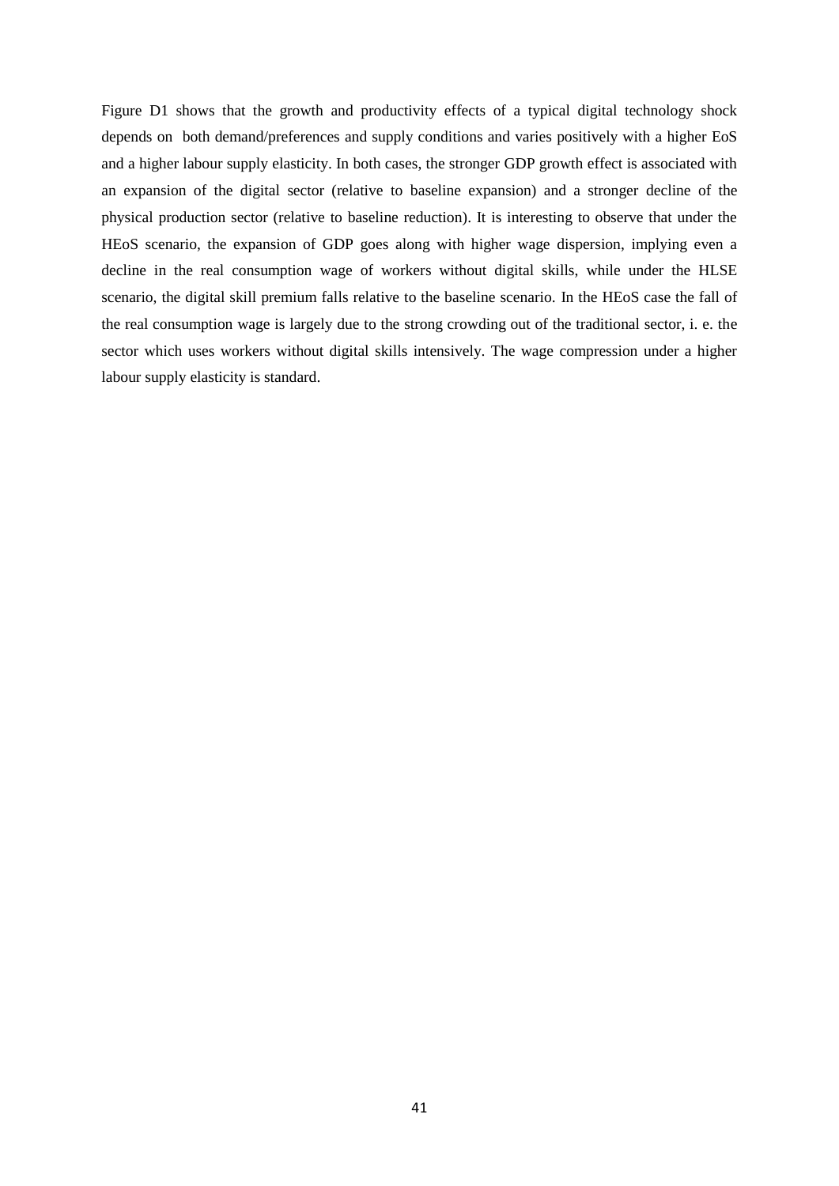Figure D1 shows that the growth and productivity effects of a typical digital technology shock depends on both demand/preferences and supply conditions and varies positively with a higher EoS and a higher labour supply elasticity. In both cases, the stronger GDP growth effect is associated with an expansion of the digital sector (relative to baseline expansion) and a stronger decline of the physical production sector (relative to baseline reduction). It is interesting to observe that under the HEoS scenario, the expansion of GDP goes along with higher wage dispersion, implying even a decline in the real consumption wage of workers without digital skills, while under the HLSE scenario, the digital skill premium falls relative to the baseline scenario. In the HEoS case the fall of the real consumption wage is largely due to the strong crowding out of the traditional sector, i. e. the sector which uses workers without digital skills intensively. The wage compression under a higher labour supply elasticity is standard.